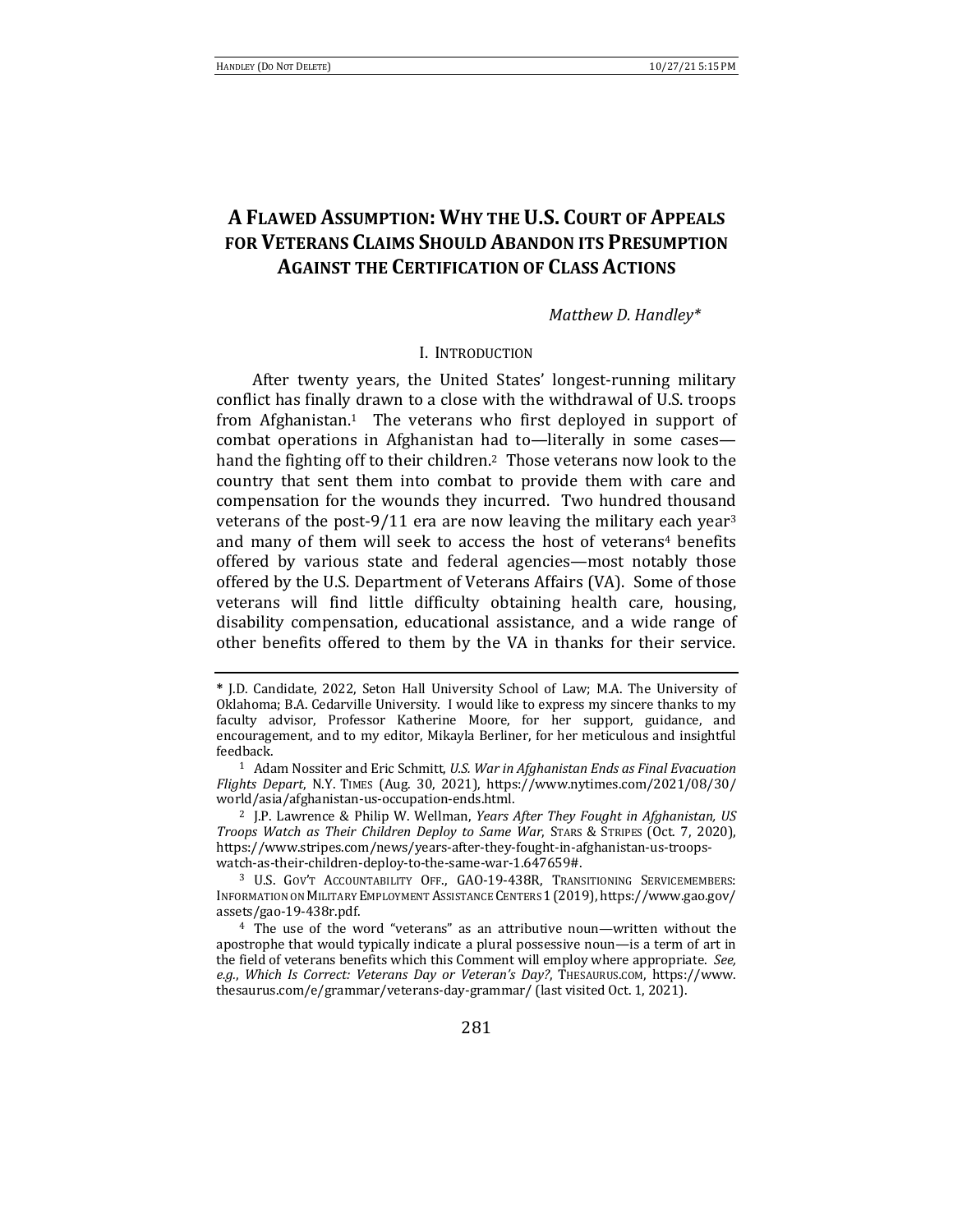# A FLAWED ASSUMPTION: WHY THE U.S. COURT OF APPEALS FOR VETERANS CLAIMS SHOULD ABANDON ITS PRESUMPTION AGAINST THE CERTIFICATION OF CLASS ACTIONS

*Matthew D. Handley\**

## I. INTRODUCTION

After twenty years, the United States' longest-running military conflict has finally drawn to a close with the withdrawal of U.S. troops from Afghanistan.[1] The veterans who first deployed in support of combat operations in Afghanistan had to—literally in some cases—hand the fighting off to their children.[2] Those veterans now look to the country that sent them into combat to provide them with care and compensation for the wounds they incurred. Two hundred thousand veterans of the post-9/11 era are now leaving the military each year[3] and many of them will seek to access the host of veterans[4] benefits offered by various state and federal agencies—most notably those offered by the U.S. Department of Veterans Affairs (VA). Some of those veterans will find little difficulty obtaining health care, housing, disability compensation, educational assistance, and a wide range of other benefits offered to them by the VA in thanks for their service.

---

\* J.D. Candidate, 2022, Seton Hall University School of Law; M.A. The University of Oklahoma; B.A. Cedarville University. I would like to express my sincere thanks to my faculty advisor, Professor Katherine Moore, for her support, guidance, and encouragement, and to my editor, Mikayla Berliner, for her meticulous and insightful feedback.

[1] Adam Nossiter and Eric Schmitt, *U.S. War in Afghanistan Ends as Final Evacuation Flights Depart*, N.Y. TIMES (Aug. 30, 2021), https://www.nytimes.com/2021/08/30/world/asia/afghanistan-us-occupation-ends.html.

[2] J.P. Lawrence & Philip W. Wellman, *Years After They Fought in Afghanistan, US Troops Watch as Their Children Deploy to Same War*, STARS & STRIPES (Oct. 7, 2020), https://www.stripes.com/news/years-after-they-fought-in-afghanistan-us-troops-watch-as-their-children-deploy-to-the-same-war-1.647659#.

[3] U.S. GOV'T ACCOUNTABILITY OFF., GAO-19-438R, TRANSITIONING SERVICEMEMBERS: INFORMATION ON MILITARY EMPLOYMENT ASSISTANCE CENTERS 1 (2019), https://www.gao.gov/assets/gao-19-438r.pdf.

[4] The use of the word "veterans" as an attributive noun—written without the apostrophe that would typically indicate a plural possessive noun—is a term of art in the field of veterans benefits which this Comment will employ where appropriate. *See, e.g.*, *Which Is Correct: Veterans Day or Veteran's Day?*, THESAURUS.COM, https://www.thesaurus.com/e/grammar/veterans-day-grammar/ (last visited Oct. 1, 2021).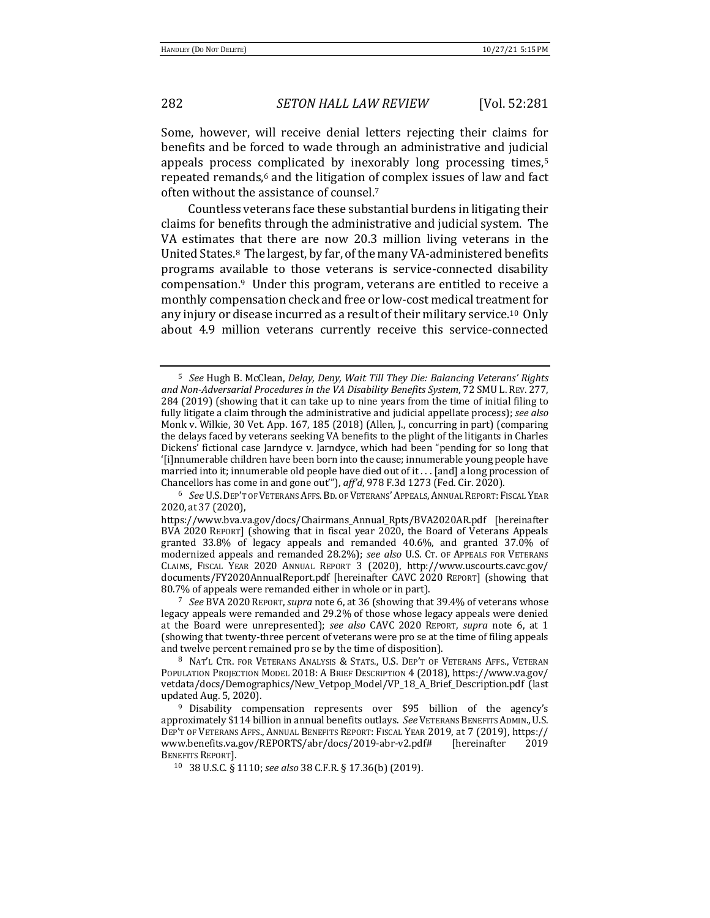Some, however, will receive denial letters rejecting their claims for benefits and be forced to wade through an administrative and judicial appeals process complicated by inexorably long processing times,[5] repeated remands,[6] and the litigation of complex issues of law and fact often without the assistance of counsel.[7]

Countless veterans face these substantial burdens in litigating their claims for benefits through the administrative and judicial system. The VA estimates that there are now 20.3 million living veterans in the United States.[8] The largest, by far, of the many VA-administered benefits programs available to those veterans is service-connected disability compensation.[9] Under this program, veterans are entitled to receive a monthly compensation check and free or low-cost medical treatment for any injury or disease incurred as a result of their military service.[10] Only about 4.9 million veterans currently receive this service-connected

---

[5] *See* Hugh B. McClean, *Delay, Deny, Wait Till They Die: Balancing Veterans' Rights and Non-Adversarial Procedures in the VA Disability Benefits System*, 72 SMU L. REV. 277, 284 (2019) (showing that it can take up to nine years from the time of initial filing to fully litigate a claim through the administrative and judicial appellate process); *see also* Monk v. Wilkie, 30 Vet. App. 167, 185 (2018) (Allen, J., concurring in part) (comparing the delays faced by veterans seeking VA benefits to the plight of the litigants in Charles Dickens' fictional case Jarndyce v. Jarndyce, which had been "pending for so long that '[i]nnumerable children have been born into the cause; innumerable young people have married into it; innumerable old people have died out of it . . . [and] a long procession of Chancellors has come in and gone out'"), *aff'd*, 978 F.3d 1273 (Fed. Cir. 2020).

[6] *See* U.S. DEP'T OF VETERANS AFFS. BD. OF VETERANS' APPEALS, ANNUAL REPORT: FISCAL YEAR 2020, at 37 (2020), https://www.bva.va.gov/docs/Chairmans_Annual_Rpts/BVA2020AR.pdf [hereinafter BVA 2020 REPORT] (showing that in fiscal year 2020, the Board of Veterans Appeals granted 33.8% of legacy appeals and remanded 40.6%, and granted 37.0% of modernized appeals and remanded 28.2%); *see also* U.S. CT. OF APPEALS FOR VETERANS CLAIMS, FISCAL YEAR 2020 ANNUAL REPORT 3 (2020), http://www.uscourts.cavc.gov/documents/FY2020AnnualReport.pdf [hereinafter CAVC 2020 REPORT] (showing that 80.7% of appeals were remanded either in whole or in part).

[7] *See* BVA 2020 REPORT, *supra* note 6, at 36 (showing that 39.4% of veterans whose legacy appeals were remanded and 29.2% of those whose legacy appeals were denied at the Board were unrepresented); *see also* CAVC 2020 REPORT, *supra* note 6, at 1 (showing that twenty-three percent of veterans were pro se at the time of filing appeals and twelve percent remained pro se by the time of disposition).

[8] NAT'L CTR. FOR VETERANS ANALYSIS & STATS., U.S. DEP'T OF VETERANS AFFS., VETERAN POPULATION PROJECTION MODEL 2018: A BRIEF DESCRIPTION 4 (2018), https://www.va.gov/vetdata/docs/Demographics/New_Vetpop_Model/VP_18_A_Brief_Description.pdf (last updated Aug. 5, 2020).

[9] Disability compensation represents over $95 billion of the agency's approximately $114 billion in annual benefits outlays. *See* VETERANS BENEFITS ADMIN., U.S. DEP'T OF VETERANS AFFS., ANNUAL BENEFITS REPORT: FISCAL YEAR 2019, at 7 (2019), https://www.benefits.va.gov/REPORTS/abr/docs/2019-abr-v2.pdf# [hereinafter 2019 BENEFITS REPORT].

[10] 38 U.S.C. § 1110; *see also* 38 C.F.R. § 17.36(b) (2019).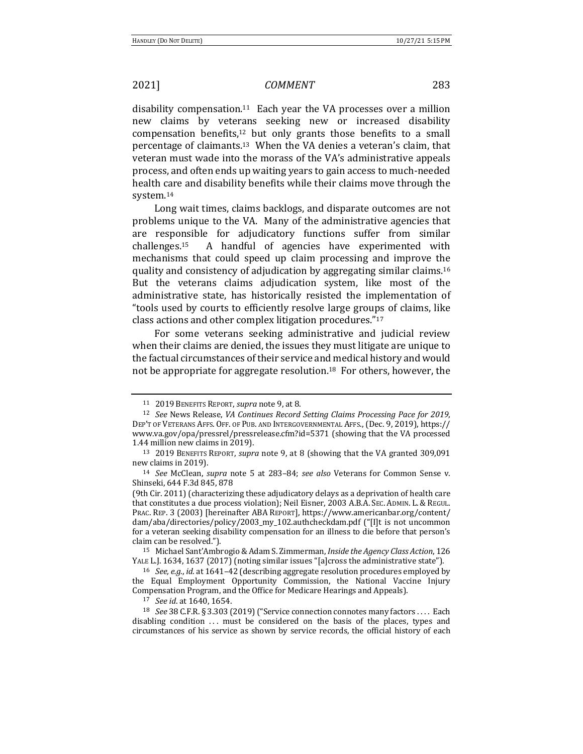disability compensation.[11] Each year the VA processes over a million new claims by veterans seeking new or increased disability compensation benefits,[12] but only grants those benefits to a small percentage of claimants.[13] When the VA denies a veteran's claim, that veteran must wade into the morass of the VA's administrative appeals process, and often ends up waiting years to gain access to much-needed health care and disability benefits while their claims move through the system.[14]

Long wait times, claims backlogs, and disparate outcomes are not problems unique to the VA. Many of the administrative agencies that are responsible for adjudicatory functions suffer from similar challenges.[15] A handful of agencies have experimented with mechanisms that could speed up claim processing and improve the quality and consistency of adjudication by aggregating similar claims.[16] But the veterans claims adjudication system, like most of the administrative state, has historically resisted the implementation of "tools used by courts to efficiently resolve large groups of claims, like class actions and other complex litigation procedures."[17]

For some veterans seeking administrative and judicial review when their claims are denied, the issues they must litigate are unique to the factual circumstances of their service and medical history and would not be appropriate for aggregate resolution.[18] For others, however, the

---

[11] 2019 BENEFITS REPORT, *supra* note 9, at 8.

[12] *See* News Release, *VA Continues Record Setting Claims Processing Pace for 2019*, DEP'T OF VETERANS AFFS. OFF. OF PUB. AND INTERGOVERNMENTAL AFFS., (Dec. 9, 2019), https://www.va.gov/opa/pressrel/pressrelease.cfm?id=5371 (showing that the VA processed 1.44 million new claims in 2019).

[13] 2019 BENEFITS REPORT, *supra* note 9, at 8 (showing that the VA granted 309,091 new claims in 2019).

[14] *See* McClean, *supra* note 5 at 283–84; *see also* Veterans for Common Sense v. Shinseki, 644 F.3d 845, 878 (9th Cir. 2011) (characterizing these adjudicatory delays as a deprivation of health care that constitutes a due process violation); Neil Eisner, 2003 A.B.A. SEC. ADMIN. L. & REGUL. PRAC. REP. 3 (2003) [hereinafter ABA REPORT], https://www.americanbar.org/content/dam/aba/directories/policy/2003_my_102.authcheckdam.pdf ("[I]t is not uncommon for a veteran seeking disability compensation for an illness to die before that person's claim can be resolved.").

[15] Michael Sant'Ambrogio & Adam S. Zimmerman, *Inside the Agency Class Action*, 126 YALE L.J. 1634, 1637 (2017) (noting similar issues "[a]cross the administrative state").

[16] *See, e.g.*, *id.* at 1641–42 (describing aggregate resolution procedures employed by the Equal Employment Opportunity Commission, the National Vaccine Injury Compensation Program, and the Office for Medicare Hearings and Appeals).

[17] *See id.* at 1640, 1654.

[18] *See* 38 C.F.R. § 3.303 (2019) ("Service connection connotes many factors . . . . Each disabling condition . . . must be considered on the basis of the places, types and circumstances of his service as shown by service records, the official history of each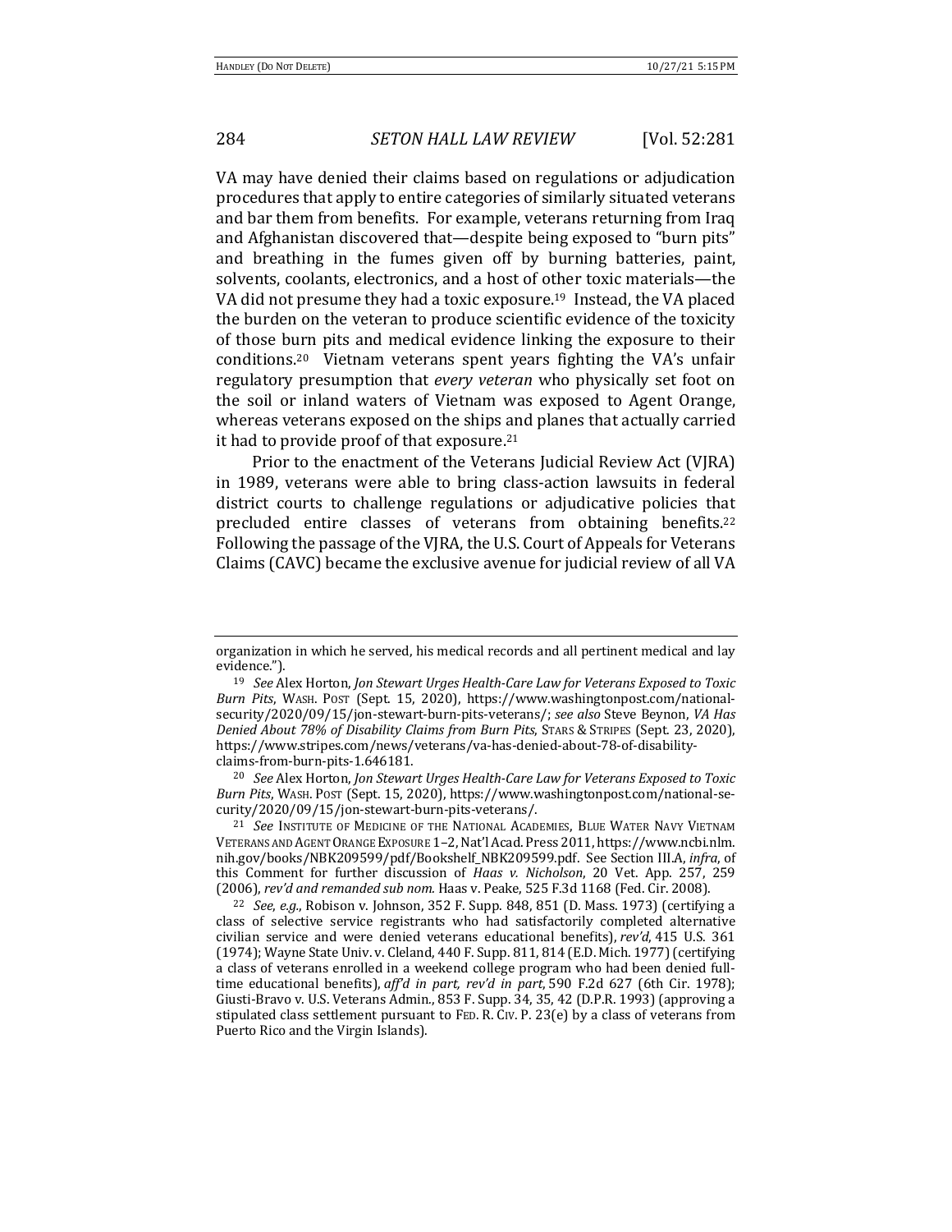VA may have denied their claims based on regulations or adjudication procedures that apply to entire categories of similarly situated veterans and bar them from benefits. For example, veterans returning from Iraq and Afghanistan discovered that—despite being exposed to "burn pits" and breathing in the fumes given off by burning batteries, paint, solvents, coolants, electronics, and a host of other toxic materials—the VA did not presume they had a toxic exposure.[19] Instead, the VA placed the burden on the veteran to produce scientific evidence of the toxicity of those burn pits and medical evidence linking the exposure to their conditions.[20] Vietnam veterans spent years fighting the VA's unfair regulatory presumption that *every veteran* who physically set foot on the soil or inland waters of Vietnam was exposed to Agent Orange, whereas veterans exposed on the ships and planes that actually carried it had to provide proof of that exposure.[21]

Prior to the enactment of the Veterans Judicial Review Act (VJRA) in 1989, veterans were able to bring class-action lawsuits in federal district courts to challenge regulations or adjudicative policies that precluded entire classes of veterans from obtaining benefits.[22] Following the passage of the VJRA, the U.S. Court of Appeals for Veterans Claims (CAVC) became the exclusive avenue for judicial review of all VA

---

organization in which he served, his medical records and all pertinent medical and lay evidence.").

[19] *See* Alex Horton, *Jon Stewart Urges Health-Care Law for Veterans Exposed to Toxic Burn Pits*, WASH. POST (Sept. 15, 2020), https://www.washingtonpost.com/national-security/2020/09/15/jon-stewart-burn-pits-veterans/; *see also* Steve Beynon, *VA Has Denied About 78% of Disability Claims from Burn Pits*, STARS & STRIPES (Sept. 23, 2020), https://www.stripes.com/news/veterans/va-has-denied-about-78-of-disability-claims-from-burn-pits-1.646181.

[20] *See* Alex Horton, *Jon Stewart Urges Health-Care Law for Veterans Exposed to Toxic Burn Pits*, WASH. POST (Sept. 15, 2020), https://www.washingtonpost.com/national-security/2020/09/15/jon-stewart-burn-pits-veterans/.

[21] *See* INSTITUTE OF MEDICINE OF THE NATIONAL ACADEMIES, BLUE WATER NAVY VIETNAM VETERANS AND AGENT ORANGE EXPOSURE 1–2, Nat'l Acad. Press 2011, https://www.ncbi.nlm.nih.gov/books/NBK209599/pdf/Bookshelf_NBK209599.pdf. See Section III.A, *infra*, of this Comment for further discussion of *Haas v. Nicholson*, 20 Vet. App. 257, 259 (2006), *rev'd and remanded sub nom.* Haas v. Peake, 525 F.3d 1168 (Fed. Cir. 2008).

[22] *See, e.g.*, Robison v. Johnson, 352 F. Supp. 848, 851 (D. Mass. 1973) (certifying a class of selective service registrants who had satisfactorily completed alternative civilian service and were denied veterans educational benefits), *rev'd*, 415 U.S. 361 (1974); Wayne State Univ. v. Cleland, 440 F. Supp. 811, 814 (E.D. Mich. 1977) (certifying a class of veterans enrolled in a weekend college program who had been denied full-time educational benefits), *aff'd in part, rev'd in part*, 590 F.2d 627 (6th Cir. 1978); Giusti-Bravo v. U.S. Veterans Admin., 853 F. Supp. 34, 35, 42 (D.P.R. 1993) (approving a stipulated class settlement pursuant to FED. R. CIV. P. 23(e) by a class of veterans from Puerto Rico and the Virgin Islands).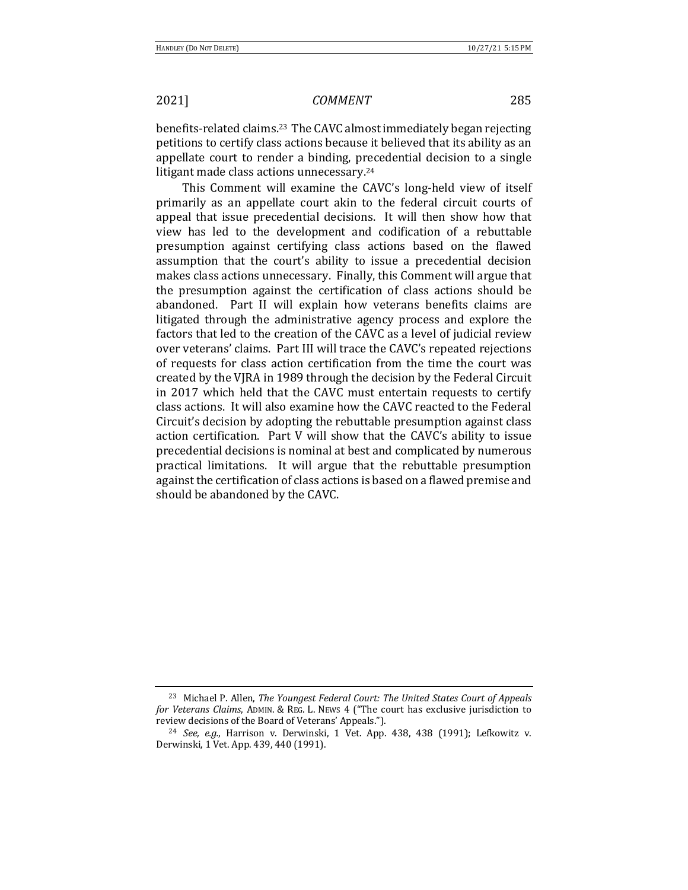benefits-related claims.[23] The CAVC almost immediately began rejecting petitions to certify class actions because it believed that its ability as an appellate court to render a binding, precedential decision to a single litigant made class actions unnecessary.[24]

This Comment will examine the CAVC's long-held view of itself primarily as an appellate court akin to the federal circuit courts of appeal that issue precedential decisions. It will then show how that view has led to the development and codification of a rebuttable presumption against certifying class actions based on the flawed assumption that the court's ability to issue a precedential decision makes class actions unnecessary. Finally, this Comment will argue that the presumption against the certification of class actions should be abandoned. Part II will explain how veterans benefits claims are litigated through the administrative agency process and explore the factors that led to the creation of the CAVC as a level of judicial review over veterans' claims. Part III will trace the CAVC's repeated rejections of requests for class action certification from the time the court was created by the VJRA in 1989 through the decision by the Federal Circuit in 2017 which held that the CAVC must entertain requests to certify class actions. It will also examine how the CAVC reacted to the Federal Circuit's decision by adopting the rebuttable presumption against class action certification. Part V will show that the CAVC's ability to issue precedential decisions is nominal at best and complicated by numerous practical limitations. It will argue that the rebuttable presumption against the certification of class actions is based on a flawed premise and should be abandoned by the CAVC.

---

[23] Michael P. Allen, *The Youngest Federal Court: The United States Court of Appeals for Veterans Claims*, ADMIN. & REG. L. NEWS 4 ("The court has exclusive jurisdiction to review decisions of the Board of Veterans' Appeals.").

[24] *See, e.g.*, Harrison v. Derwinski, 1 Vet. App. 438, 438 (1991); Lefkowitz v. Derwinski, 1 Vet. App. 439, 440 (1991).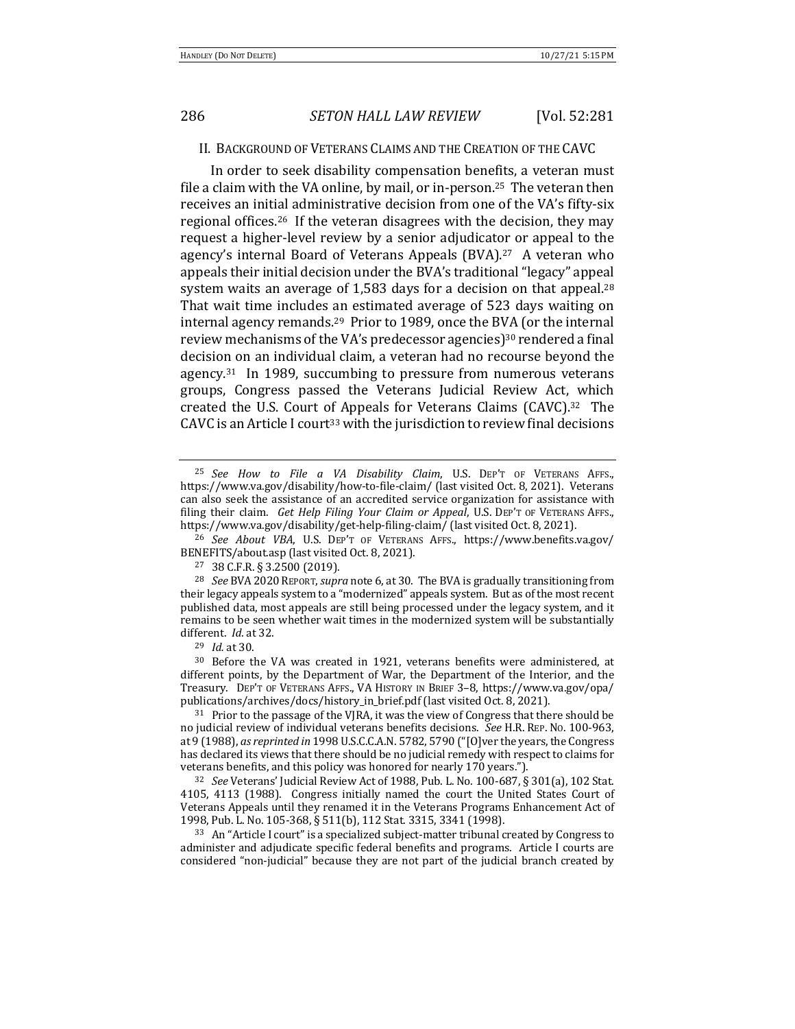## II. Background of Veterans Claims and the Creation of the CAVC

In order to seek disability compensation benefits, a veteran must file a claim with the VA online, by mail, or in-person.[25] The veteran then receives an initial administrative decision from one of the VA's fifty-six regional offices.[26] If the veteran disagrees with the decision, they may request a higher-level review by a senior adjudicator or appeal to the agency's internal Board of Veterans Appeals (BVA).[27] A veteran who appeals their initial decision under the BVA's traditional "legacy" appeal system waits an average of 1,583 days for a decision on that appeal.[28] That wait time includes an estimated average of 523 days waiting on internal agency remands.[29] Prior to 1989, once the BVA (or the internal review mechanisms of the VA's predecessor agencies)[30] rendered a final decision on an individual claim, a veteran had no recourse beyond the agency.[31] In 1989, succumbing to pressure from numerous veterans groups, Congress passed the Veterans Judicial Review Act, which created the U.S. Court of Appeals for Veterans Claims (CAVC).[32] The CAVC is an Article I court[33] with the jurisdiction to review final decisions

---

[25] *See How to File a VA Disability Claim*, U.S. Dep't of Veterans Affs., https://www.va.gov/disability/how-to-file-claim/ (last visited Oct. 8, 2021). Veterans can also seek the assistance of an accredited service organization for assistance with filing their claim. *Get Help Filing Your Claim or Appeal*, U.S. Dep't of Veterans Affs., https://www.va.gov/disability/get-help-filing-claim/ (last visited Oct. 8, 2021).

[26] *See About VBA*, U.S. Dep't of Veterans Affs., https://www.benefits.va.gov/BENEFITS/about.asp (last visited Oct. 8, 2021).

[27] 38 C.F.R. § 3.2500 (2019).

[28] *See* BVA 2020 Report, *supra* note 6, at 30. The BVA is gradually transitioning from their legacy appeals system to a "modernized" appeals system. But as of the most recent published data, most appeals are still being processed under the legacy system, and it remains to be seen whether wait times in the modernized system will be substantially different. *Id.* at 32.

[29] *Id.* at 30.

[30] Before the VA was created in 1921, veterans benefits were administered, at different points, by the Department of War, the Department of the Interior, and the Treasury. Dep't of Veterans Affs., VA History in Brief 3–8, https://www.va.gov/opa/publications/archives/docs/history_in_brief.pdf (last visited Oct. 8, 2021).

[31] Prior to the passage of the VJRA, it was the view of Congress that there should be no judicial review of individual veterans benefits decisions. *See* H.R. Rep. No. 100-963, at 9 (1988), *as reprinted in* 1998 U.S.C.C.A.N. 5782, 5790 ("[O]ver the years, the Congress has declared its views that there should be no judicial remedy with respect to claims for veterans benefits, and this policy was honored for nearly 170 years.").

[32] *See* Veterans' Judicial Review Act of 1988, Pub. L. No. 100-687, § 301(a), 102 Stat. 4105, 4113 (1988). Congress initially named the court the United States Court of Veterans Appeals until they renamed it in the Veterans Programs Enhancement Act of 1998, Pub. L. No. 105-368, § 511(b), 112 Stat. 3315, 3341 (1998).

[33] An "Article I court" is a specialized subject-matter tribunal created by Congress to administer and adjudicate specific federal benefits and programs. Article I courts are considered "non-judicial" because they are not part of the judicial branch created by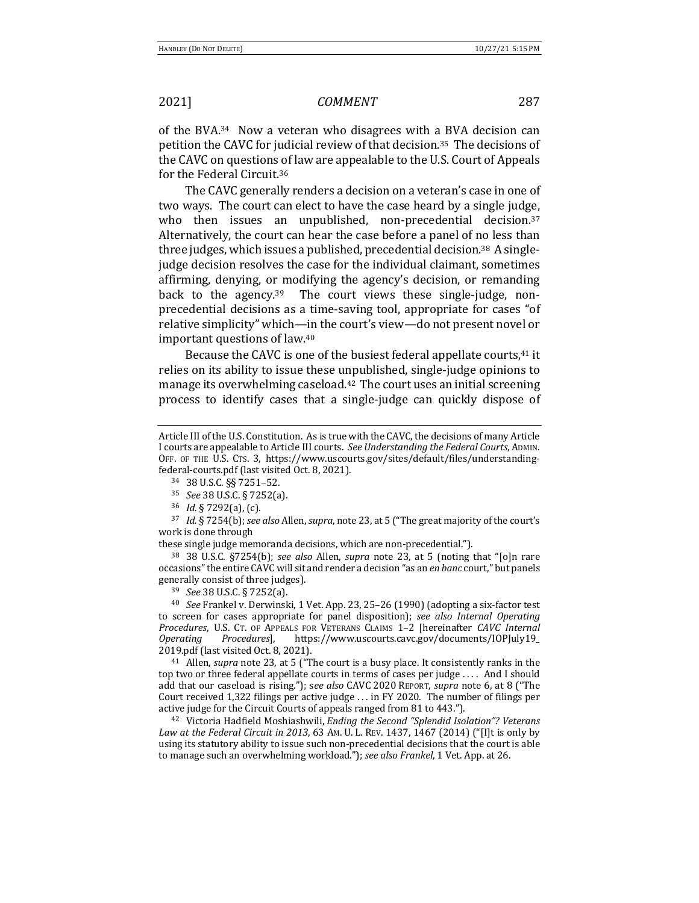of the BVA.[34] Now a veteran who disagrees with a BVA decision can petition the CAVC for judicial review of that decision.[35] The decisions of the CAVC on questions of law are appealable to the U.S. Court of Appeals for the Federal Circuit.[36]

The CAVC generally renders a decision on a veteran's case in one of two ways. The court can elect to have the case heard by a single judge, who then issues an unpublished, non-precedential decision.[37] Alternatively, the court can hear the case before a panel of no less than three judges, which issues a published, precedential decision.[38] A single-judge decision resolves the case for the individual claimant, sometimes affirming, denying, or modifying the agency's decision, or remanding back to the agency.[39] The court views these single-judge, non-precedential decisions as a time-saving tool, appropriate for cases "of relative simplicity" which—in the court's view—do not present novel or important questions of law.[40]

Because the CAVC is one of the busiest federal appellate courts,[41] it relies on its ability to issue these unpublished, single-judge opinions to manage its overwhelming caseload.[42] The court uses an initial screening process to identify cases that a single-judge can quickly dispose of

---

Article III of the U.S. Constitution. As is true with the CAVC, the decisions of many Article I courts are appealable to Article III courts. *See Understanding the Federal Courts*, ADMIN. OFF. OF THE U.S. CTS. 3, https://www.uscourts.gov/sites/default/files/understanding-federal-courts.pdf (last visited Oct. 8, 2021).

[34] 38 U.S.C. §§ 7251–52.

[35] *See* 38 U.S.C. § 7252(a).

[36] *Id.* § 7292(a), (c).

[37] *Id.* § 7254(b); *see also* Allen, *supra*, note 23, at 5 ("The great majority of the court's work is done through
these single judge memoranda decisions, which are non-precedential.").

[38] 38 U.S.C. §7254(b); *see also* Allen, *supra* note 23, at 5 (noting that "[o]n rare occasions" the entire CAVC will sit and render a decision "as an *en banc* court," but panels generally consist of three judges).

[39] *See* 38 U.S.C. § 7252(a).

[40] *See* Frankel v. Derwinski, 1 Vet. App. 23, 25–26 (1990) (adopting a six-factor test to screen for cases appropriate for panel disposition); *see also Internal Operating Procedures*, U.S. CT. OF APPEALS FOR VETERANS CLAIMS 1–2 [hereinafter *CAVC Internal Operating Procedures*], https://www.uscourts.cavc.gov/documents/IOPJuly19_2019.pdf (last visited Oct. 8, 2021).

[41] Allen, *supra* note 23, at 5 ("The court is a busy place. It consistently ranks in the top two or three federal appellate courts in terms of cases per judge . . . . And I should add that our caseload is rising."); *see also* CAVC 2020 REPORT, *supra* note 6, at 8 ("The Court received 1,322 filings per active judge . . . in FY 2020. The number of filings per active judge for the Circuit Courts of appeals ranged from 81 to 443.").

[42] Victoria Hadfield Moshiashwili, *Ending the Second "Splendid Isolation"? Veterans Law at the Federal Circuit in 2013*, 63 AM. U. L. REV. 1437, 1467 (2014) ("[I]t is only by using its statutory ability to issue such non-precedential decisions that the court is able to manage such an overwhelming workload."); *see also Frankel*, 1 Vet. App. at 26.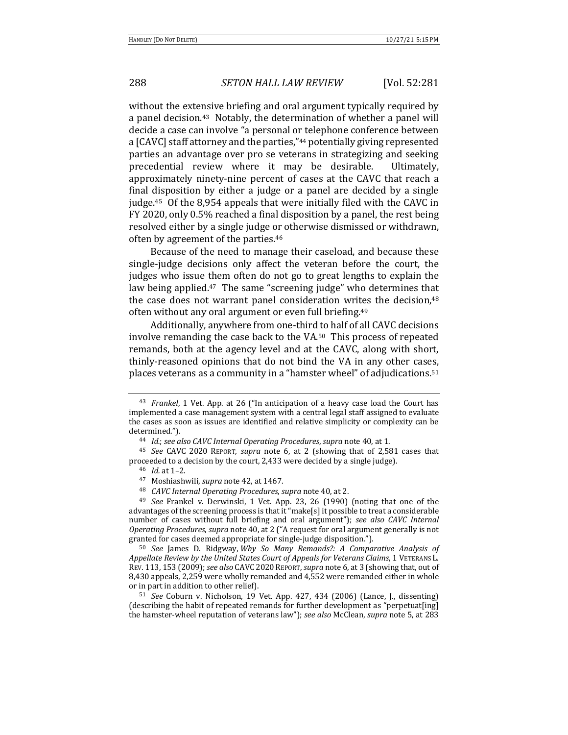without the extensive briefing and oral argument typically required by a panel decision.[43] Notably, the determination of whether a panel will decide a case can involve "a personal or telephone conference between a [CAVC] staff attorney and the parties,"[44] potentially giving represented parties an advantage over pro se veterans in strategizing and seeking precedential review where it may be desirable. Ultimately, approximately ninety-nine percent of cases at the CAVC that reach a final disposition by either a judge or a panel are decided by a single judge.[45] Of the 8,954 appeals that were initially filed with the CAVC in FY 2020, only 0.5% reached a final disposition by a panel, the rest being resolved either by a single judge or otherwise dismissed or withdrawn, often by agreement of the parties.[46]

Because of the need to manage their caseload, and because these single-judge decisions only affect the veteran before the court, the judges who issue them often do not go to great lengths to explain the law being applied.[47] The same "screening judge" who determines that the case does not warrant panel consideration writes the decision,[48] often without any oral argument or even full briefing.[49]

Additionally, anywhere from one-third to half of all CAVC decisions involve remanding the case back to the VA.[50] This process of repeated remands, both at the agency level and at the CAVC, along with short, thinly-reasoned opinions that do not bind the VA in any other cases, places veterans as a community in a "hamster wheel" of adjudications.[51]

---

[43] *Frankel*, 1 Vet. App. at 26 ("In anticipation of a heavy case load the Court has implemented a case management system with a central legal staff assigned to evaluate the cases as soon as issues are identified and relative simplicity or complexity can be determined.").

[44] *Id.*; *see also CAVC Internal Operating Procedures*, *supra* note 40, at 1.

[45] *See* CAVC 2020 REPORT, *supra* note 6, at 2 (showing that of 2,581 cases that proceeded to a decision by the court, 2,433 were decided by a single judge).

[46] *Id.* at 1–2.

[47] Moshiashwili, *supra* note 42, at 1467.

[48] *CAVC Internal Operating Procedures*, *supra* note 40, at 2.

[49] *See* Frankel v. Derwinski, 1 Vet. App. 23, 26 (1990) (noting that one of the advantages of the screening process is that it "make[s] it possible to treat a considerable number of cases without full briefing and oral argument"); *see also CAVC Internal Operating Procedures*, *supra* note 40, at 2 ("A request for oral argument generally is not granted for cases deemed appropriate for single-judge disposition.").

[50] *See* James D. Ridgway, *Why So Many Remands?: A Comparative Analysis of Appellate Review by the United States Court of Appeals for Veterans Claims*, 1 VETERANS L. REV. 113, 153 (2009); *see also* CAVC 2020 REPORT, *supra* note 6, at 3 (showing that, out of 8,430 appeals, 2,259 were wholly remanded and 4,552 were remanded either in whole or in part in addition to other relief).

[51] *See* Coburn v. Nicholson, 19 Vet. App. 427, 434 (2006) (Lance, J., dissenting) (describing the habit of repeated remands for further development as "perpetuat[ing] the hamster-wheel reputation of veterans law"); *see also* McClean, *supra* note 5, at 283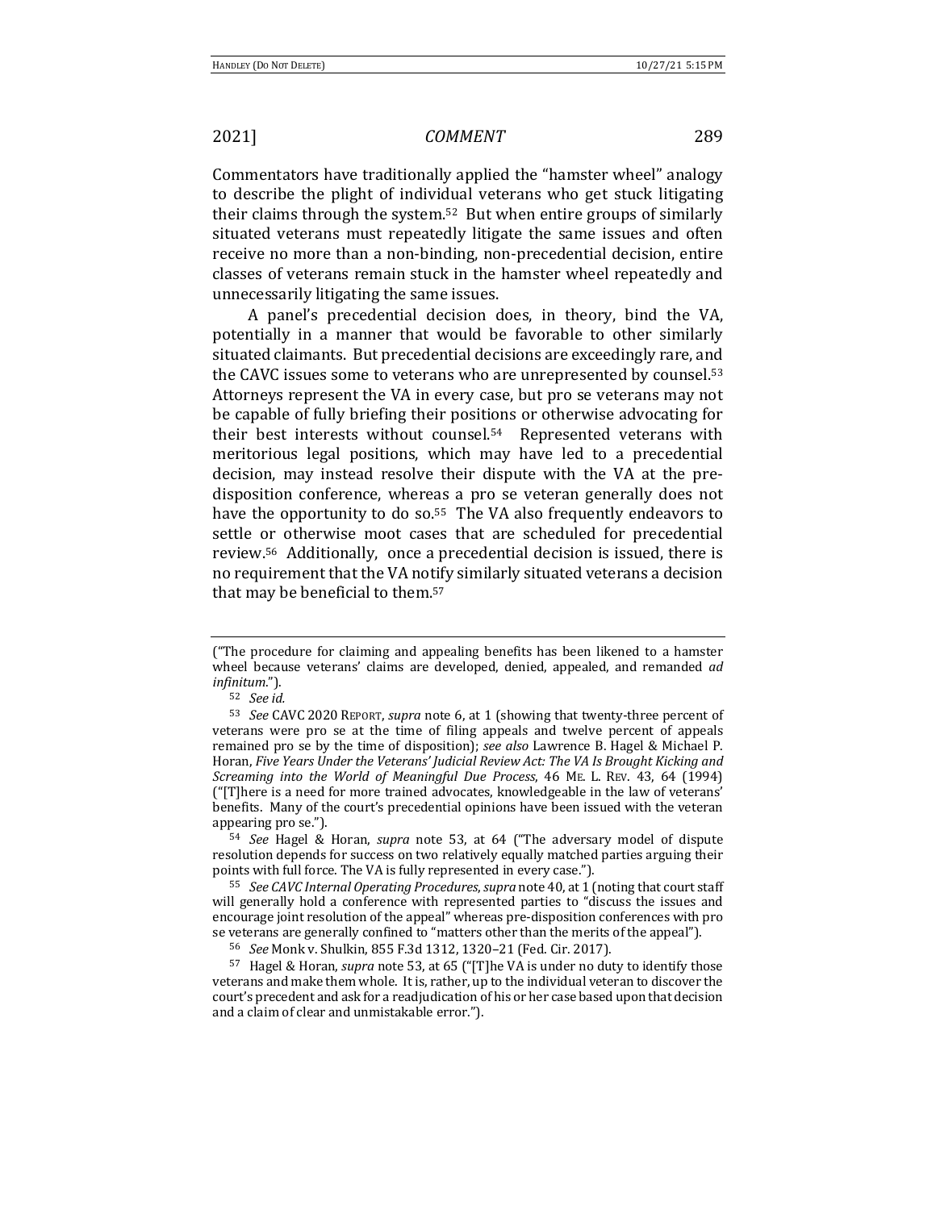Commentators have traditionally applied the "hamster wheel" analogy to describe the plight of individual veterans who get stuck litigating their claims through the system.[52] But when entire groups of similarly situated veterans must repeatedly litigate the same issues and often receive no more than a non-binding, non-precedential decision, entire classes of veterans remain stuck in the hamster wheel repeatedly and unnecessarily litigating the same issues.

A panel's precedential decision does, in theory, bind the VA, potentially in a manner that would be favorable to other similarly situated claimants. But precedential decisions are exceedingly rare, and the CAVC issues some to veterans who are unrepresented by counsel.[53] Attorneys represent the VA in every case, but pro se veterans may not be capable of fully briefing their positions or otherwise advocating for their best interests without counsel.[54] Represented veterans with meritorious legal positions, which may have led to a precedential decision, may instead resolve their dispute with the VA at the pre-disposition conference, whereas a pro se veteran generally does not have the opportunity to do so.[55] The VA also frequently endeavors to settle or otherwise moot cases that are scheduled for precedential review.[56] Additionally, once a precedential decision is issued, there is no requirement that the VA notify similarly situated veterans a decision that may be beneficial to them.[57]

---

("The procedure for claiming and appealing benefits has been likened to a hamster wheel because veterans' claims are developed, denied, appealed, and remanded *ad infinitum*.").

[52] *See id.*

[53] *See* CAVC 2020 REPORT, *supra* note 6, at 1 (showing that twenty-three percent of veterans were pro se at the time of filing appeals and twelve percent of appeals remained pro se by the time of disposition); *see also* Lawrence B. Hagel & Michael P. Horan, *Five Years Under the Veterans' Judicial Review Act: The VA Is Brought Kicking and Screaming into the World of Meaningful Due Process*, 46 ME. L. REV. 43, 64 (1994) ("[T]here is a need for more trained advocates, knowledgeable in the law of veterans' benefits. Many of the court's precedential opinions have been issued with the veteran appearing pro se.").

[54] *See* Hagel & Horan, *supra* note 53, at 64 ("The adversary model of dispute resolution depends for success on two relatively equally matched parties arguing their points with full force. The VA is fully represented in every case.").

[55] *See CAVC Internal Operating Procedures*, *supra* note 40, at 1 (noting that court staff will generally hold a conference with represented parties to "discuss the issues and encourage joint resolution of the appeal" whereas pre-disposition conferences with pro se veterans are generally confined to "matters other than the merits of the appeal").

[56] *See* Monk v. Shulkin, 855 F.3d 1312, 1320–21 (Fed. Cir. 2017).

[57] Hagel & Horan, *supra* note 53, at 65 ("[T]he VA is under no duty to identify those veterans and make them whole. It is, rather, up to the individual veteran to discover the court's precedent and ask for a readjudication of his or her case based upon that decision and a claim of clear and unmistakable error.").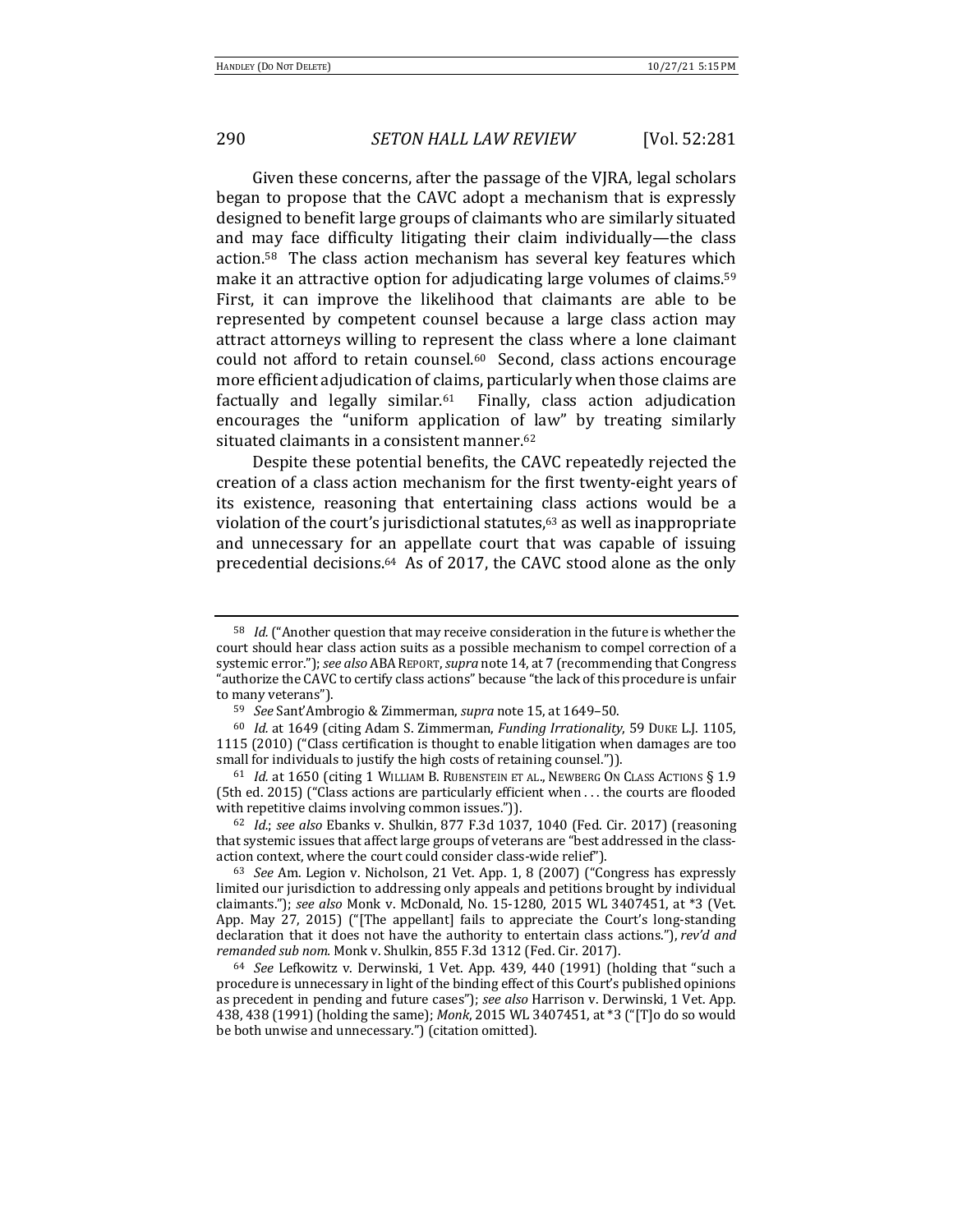Given these concerns, after the passage of the VJRA, legal scholars began to propose that the CAVC adopt a mechanism that is expressly designed to benefit large groups of claimants who are similarly situated and may face difficulty litigating their claim individually—the class action.[58] The class action mechanism has several key features which make it an attractive option for adjudicating large volumes of claims.[59] First, it can improve the likelihood that claimants are able to be represented by competent counsel because a large class action may attract attorneys willing to represent the class where a lone claimant could not afford to retain counsel.[60] Second, class actions encourage more efficient adjudication of claims, particularly when those claims are factually and legally similar.[61] Finally, class action adjudication encourages the "uniform application of law" by treating similarly situated claimants in a consistent manner.[62]

Despite these potential benefits, the CAVC repeatedly rejected the creation of a class action mechanism for the first twenty-eight years of its existence, reasoning that entertaining class actions would be a violation of the court's jurisdictional statutes,[63] as well as inappropriate and unnecessary for an appellate court that was capable of issuing precedential decisions.[64] As of 2017, the CAVC stood alone as the only

---

[58] *Id.* ("Another question that may receive consideration in the future is whether the court should hear class action suits as a possible mechanism to compel correction of a systemic error."); *see also* ABA REPORT, *supra* note 14, at 7 (recommending that Congress "authorize the CAVC to certify class actions" because "the lack of this procedure is unfair to many veterans").

[59] *See* Sant'Ambrogio & Zimmerman, *supra* note 15, at 1649–50.

[60] *Id.* at 1649 (citing Adam S. Zimmerman, *Funding Irrationality*, 59 DUKE L.J. 1105, 1115 (2010) ("Class certification is thought to enable litigation when damages are too small for individuals to justify the high costs of retaining counsel.")).

[61] *Id.* at 1650 (citing 1 WILLIAM B. RUBENSTEIN ET AL., NEWBERG ON CLASS ACTIONS § 1.9 (5th ed. 2015) ("Class actions are particularly efficient when . . . the courts are flooded with repetitive claims involving common issues.")).

[62] *Id.*; *see also* Ebanks v. Shulkin, 877 F.3d 1037, 1040 (Fed. Cir. 2017) (reasoning that systemic issues that affect large groups of veterans are "best addressed in the class-action context, where the court could consider class-wide relief").

[63] *See* Am. Legion v. Nicholson, 21 Vet. App. 1, 8 (2007) ("Congress has expressly limited our jurisdiction to addressing only appeals and petitions brought by individual claimants."); *see also* Monk v. McDonald, No. 15-1280, 2015 WL 3407451, at *3 (Vet. App. May 27, 2015) ("[The appellant] fails to appreciate the Court's long-standing declaration that it does not have the authority to entertain class actions."), *rev'd and remanded sub nom.* Monk v. Shulkin, 855 F.3d 1312 (Fed. Cir. 2017).

[64] *See* Lefkowitz v. Derwinski, 1 Vet. App. 439, 440 (1991) (holding that "such a procedure is unnecessary in light of the binding effect of this Court's published opinions as precedent in pending and future cases"); *see also* Harrison v. Derwinski, 1 Vet. App. 438, 438 (1991) (holding the same); *Monk*, 2015 WL 3407451, at *3 ("[T]o do so would be both unwise and unnecessary.") (citation omitted).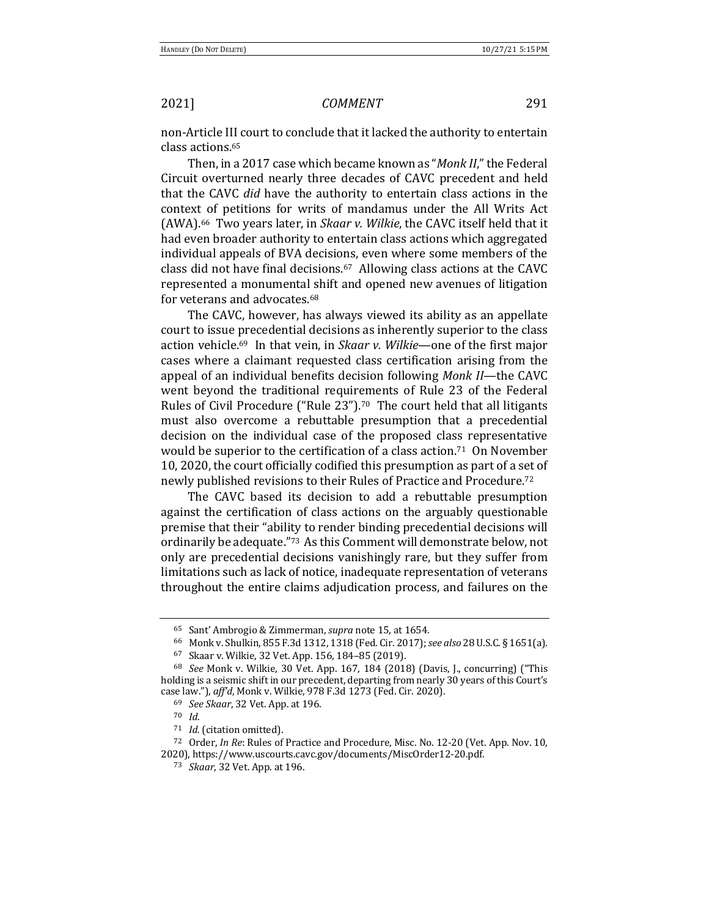non-Article III court to conclude that it lacked the authority to entertain class actions.[65]

Then, in a 2017 case which became known as "*Monk II*," the Federal Circuit overturned nearly three decades of CAVC precedent and held that the CAVC *did* have the authority to entertain class actions in the context of petitions for writs of mandamus under the All Writs Act (AWA).[66] Two years later, in *Skaar v. Wilkie*, the CAVC itself held that it had even broader authority to entertain class actions which aggregated individual appeals of BVA decisions, even where some members of the class did not have final decisions.[67] Allowing class actions at the CAVC represented a monumental shift and opened new avenues of litigation for veterans and advocates.[68]

The CAVC, however, has always viewed its ability as an appellate court to issue precedential decisions as inherently superior to the class action vehicle.[69] In that vein, in *Skaar v. Wilkie*—one of the first major cases where a claimant requested class certification arising from the appeal of an individual benefits decision following *Monk II*—the CAVC went beyond the traditional requirements of Rule 23 of the Federal Rules of Civil Procedure ("Rule 23").[70] The court held that all litigants must also overcome a rebuttable presumption that a precedential decision on the individual case of the proposed class representative would be superior to the certification of a class action.[71] On November 10, 2020, the court officially codified this presumption as part of a set of newly published revisions to their Rules of Practice and Procedure.[72]

The CAVC based its decision to add a rebuttable presumption against the certification of class actions on the arguably questionable premise that their "ability to render binding precedential decisions will ordinarily be adequate."[73] As this Comment will demonstrate below, not only are precedential decisions vanishingly rare, but they suffer from limitations such as lack of notice, inadequate representation of veterans throughout the entire claims adjudication process, and failures on the

---

[65] Sant' Ambrogio & Zimmerman, *supra* note 15, at 1654.

[66] Monk v. Shulkin, 855 F.3d 1312, 1318 (Fed. Cir. 2017); *see also* 28 U.S.C. § 1651(a).

[67] Skaar v. Wilkie, 32 Vet. App. 156, 184–85 (2019).

[68] *See* Monk v. Wilkie, 30 Vet. App. 167, 184 (2018) (Davis, J., concurring) ("This holding is a seismic shift in our precedent, departing from nearly 30 years of this Court's case law."), *aff'd*, Monk v. Wilkie, 978 F.3d 1273 (Fed. Cir. 2020).

[69] *See Skaar*, 32 Vet. App. at 196.

[70] *Id.*

[71] *Id.* (citation omitted).

[72] Order, *In Re*: Rules of Practice and Procedure, Misc. No. 12-20 (Vet. App. Nov. 10, 2020), https://www.uscourts.cavc.gov/documents/MiscOrder12-20.pdf.

[73] *Skaar*, 32 Vet. App. at 196.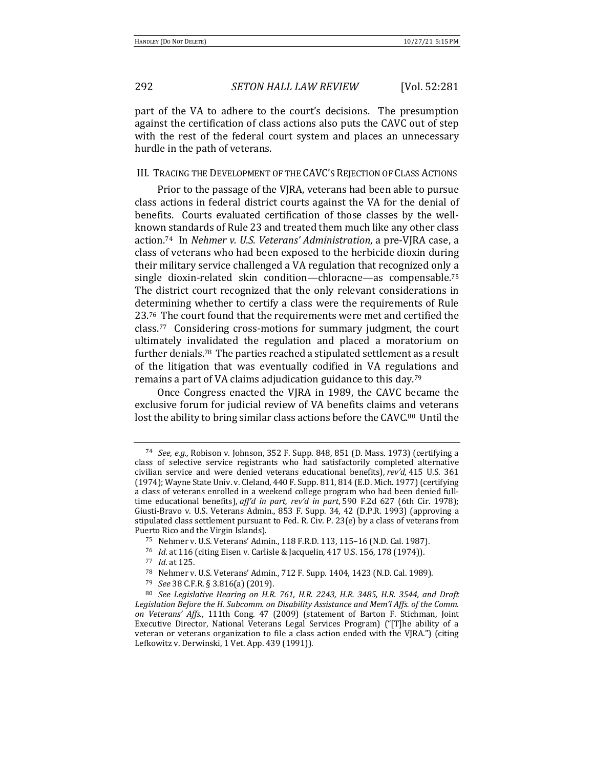part of the VA to adhere to the court's decisions. The presumption against the certification of class actions also puts the CAVC out of step with the rest of the federal court system and places an unnecessary hurdle in the path of veterans.

## III. TRACING THE DEVELOPMENT OF THE CAVC'S REJECTION OF CLASS ACTIONS

Prior to the passage of the VJRA, veterans had been able to pursue class actions in federal district courts against the VA for the denial of benefits. Courts evaluated certification of those classes by the well-known standards of Rule 23 and treated them much like any other class action.[74] In *Nehmer v. U.S. Veterans' Administration*, a pre-VJRA case, a class of veterans who had been exposed to the herbicide dioxin during their military service challenged a VA regulation that recognized only a single dioxin-related skin condition—chloracne—as compensable.[75] The district court recognized that the only relevant considerations in determining whether to certify a class were the requirements of Rule 23.[76] The court found that the requirements were met and certified the class.[77] Considering cross-motions for summary judgment, the court ultimately invalidated the regulation and placed a moratorium on further denials.[78] The parties reached a stipulated settlement as a result of the litigation that was eventually codified in VA regulations and remains a part of VA claims adjudication guidance to this day.[79]

Once Congress enacted the VJRA in 1989, the CAVC became the exclusive forum for judicial review of VA benefits claims and veterans lost the ability to bring similar class actions before the CAVC.[80] Until the

---

[74] *See, e.g.*, Robison v. Johnson, 352 F. Supp. 848, 851 (D. Mass. 1973) (certifying a class of selective service registrants who had satisfactorily completed alternative civilian service and were denied veterans educational benefits), *rev'd*, 415 U.S. 361 (1974); Wayne State Univ. v. Cleland, 440 F. Supp. 811, 814 (E.D. Mich. 1977) (certifying a class of veterans enrolled in a weekend college program who had been denied full-time educational benefits), *aff'd in part, rev'd in part*, 590 F.2d 627 (6th Cir. 1978); Giusti-Bravo v. U.S. Veterans Admin., 853 F. Supp. 34, 42 (D.P.R. 1993) (approving a stipulated class settlement pursuant to Fed. R. Civ. P. 23(e) by a class of veterans from Puerto Rico and the Virgin Islands).

[75] Nehmer v. U.S. Veterans' Admin., 118 F.R.D. 113, 115–16 (N.D. Cal. 1987).

[76] *Id.* at 116 (citing Eisen v. Carlisle & Jacquelin, 417 U.S. 156, 178 (1974)).

[77] *Id.* at 125.

[78] Nehmer v. U.S. Veterans' Admin., 712 F. Supp. 1404, 1423 (N.D. Cal. 1989).

[79] *See* 38 C.F.R. § 3.816(a) (2019).

[80] *See Legislative Hearing on H.R. 761, H.R. 2243, H.R. 3485, H.R. 3544, and Draft Legislation Before the H. Subcomm. on Disability Assistance and Mem'l Affs. of the Comm. on Veterans' Affs.*, 111th Cong. 47 (2009) (statement of Barton F. Stichman, Joint Executive Director, National Veterans Legal Services Program) ("[T]he ability of a veteran or veterans organization to file a class action ended with the VJRA.") (citing Lefkowitz v. Derwinski, 1 Vet. App. 439 (1991)).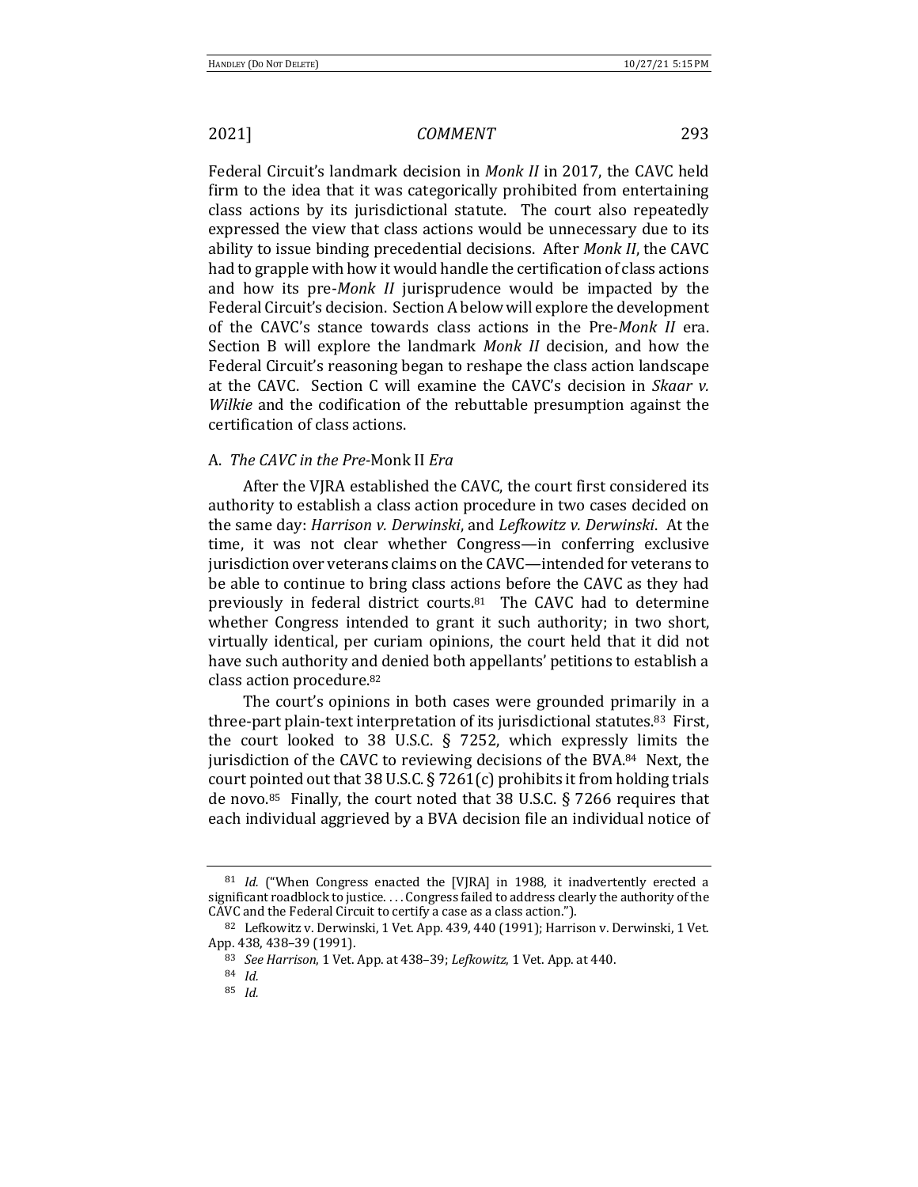Federal Circuit's landmark decision in *Monk II* in 2017, the CAVC held firm to the idea that it was categorically prohibited from entertaining class actions by its jurisdictional statute. The court also repeatedly expressed the view that class actions would be unnecessary due to its ability to issue binding precedential decisions. After *Monk II*, the CAVC had to grapple with how it would handle the certification of class actions and how its pre-*Monk II* jurisprudence would be impacted by the Federal Circuit's decision. Section A below will explore the development of the CAVC's stance towards class actions in the Pre-*Monk II* era. Section B will explore the landmark *Monk II* decision, and how the Federal Circuit's reasoning began to reshape the class action landscape at the CAVC. Section C will examine the CAVC's decision in *Skaar v. Wilkie* and the codification of the rebuttable presumption against the certification of class actions.

### A. *The CAVC in the Pre-*Monk II *Era*

After the VJRA established the CAVC, the court first considered its authority to establish a class action procedure in two cases decided on the same day: *Harrison v. Derwinski*, and *Lefkowitz v. Derwinski*. At the time, it was not clear whether Congress—in conferring exclusive jurisdiction over veterans claims on the CAVC—intended for veterans to be able to continue to bring class actions before the CAVC as they had previously in federal district courts.[81] The CAVC had to determine whether Congress intended to grant it such authority; in two short, virtually identical, per curiam opinions, the court held that it did not have such authority and denied both appellants' petitions to establish a class action procedure.[82]

The court's opinions in both cases were grounded primarily in a three-part plain-text interpretation of its jurisdictional statutes.[83] First, the court looked to 38 U.S.C. § 7252, which expressly limits the jurisdiction of the CAVC to reviewing decisions of the BVA.[84] Next, the court pointed out that 38 U.S.C. § 7261(c) prohibits it from holding trials de novo.[85] Finally, the court noted that 38 U.S.C. § 7266 requires that each individual aggrieved by a BVA decision file an individual notice of

---

[81] *Id.* ("When Congress enacted the [VJRA] in 1988, it inadvertently erected a significant roadblock to justice. . . . Congress failed to address clearly the authority of the CAVC and the Federal Circuit to certify a case as a class action.").

[82] Lefkowitz v. Derwinski, 1 Vet. App. 439, 440 (1991); Harrison v. Derwinski, 1 Vet. App. 438, 438–39 (1991).

[83] *See Harrison*, 1 Vet. App. at 438–39; *Lefkowitz*, 1 Vet. App. at 440.

[84] *Id.*

[85] *Id.*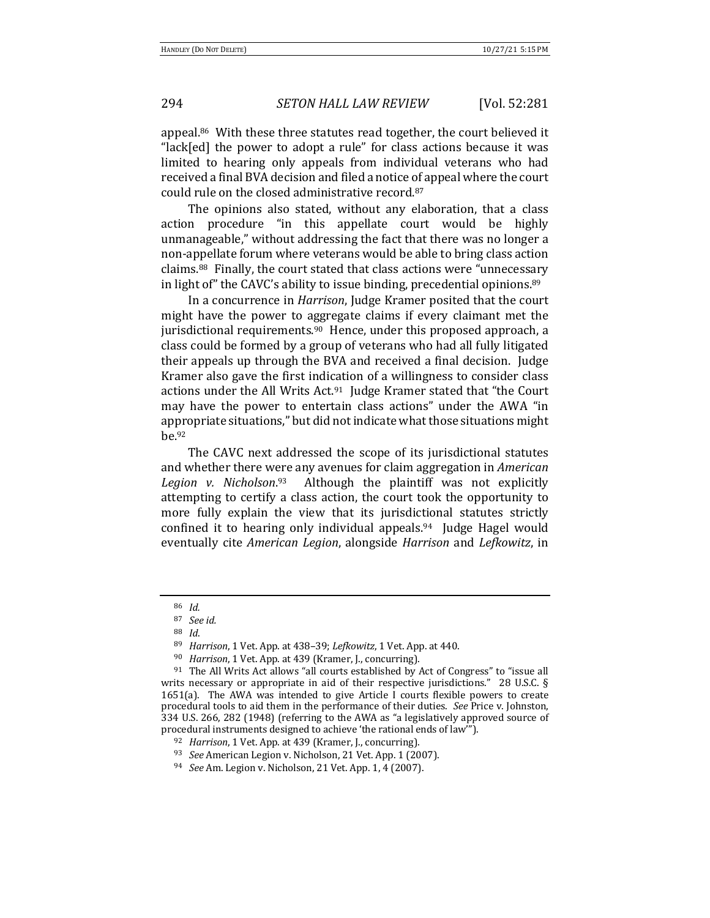appeal.[86] With these three statutes read together, the court believed it "lack[ed] the power to adopt a rule" for class actions because it was limited to hearing only appeals from individual veterans who had received a final BVA decision and filed a notice of appeal where the court could rule on the closed administrative record.[87]

The opinions also stated, without any elaboration, that a class action procedure "in this appellate court would be highly unmanageable," without addressing the fact that there was no longer a non-appellate forum where veterans would be able to bring class action claims.[88] Finally, the court stated that class actions were "unnecessary in light of" the CAVC's ability to issue binding, precedential opinions.[89]

In a concurrence in *Harrison*, Judge Kramer posited that the court might have the power to aggregate claims if every claimant met the jurisdictional requirements.[90] Hence, under this proposed approach, a class could be formed by a group of veterans who had all fully litigated their appeals up through the BVA and received a final decision. Judge Kramer also gave the first indication of a willingness to consider class actions under the All Writs Act.[91] Judge Kramer stated that "the Court may have the power to entertain class actions" under the AWA "in appropriate situations," but did not indicate what those situations might be.[92]

The CAVC next addressed the scope of its jurisdictional statutes and whether there were any avenues for claim aggregation in *American Legion v. Nicholson*.[93] Although the plaintiff was not explicitly attempting to certify a class action, the court took the opportunity to more fully explain the view that its jurisdictional statutes strictly confined it to hearing only individual appeals.[94] Judge Hagel would eventually cite *American Legion*, alongside *Harrison* and *Lefkowitz*, in

---

[86] *Id.*

[87] *See id.*

[88] *Id*.

[89] *Harrison*, 1 Vet. App. at 438–39; *Lefkowitz*, 1 Vet. App. at 440.

[90] *Harrison*, 1 Vet. App. at 439 (Kramer, J., concurring).

[91] The All Writs Act allows "all courts established by Act of Congress" to "issue all writs necessary or appropriate in aid of their respective jurisdictions." 28 U.S.C. § 1651(a). The AWA was intended to give Article I courts flexible powers to create procedural tools to aid them in the performance of their duties. *See* Price v. Johnston, 334 U.S. 266, 282 (1948) (referring to the AWA as "a legislatively approved source of procedural instruments designed to achieve 'the rational ends of law'").

[92] *Harrison*, 1 Vet. App. at 439 (Kramer, J., concurring).

[93] *See* American Legion v. Nicholson, 21 Vet. App. 1 (2007).

[94] *See* Am. Legion v. Nicholson, 21 Vet. App. 1, 4 (2007).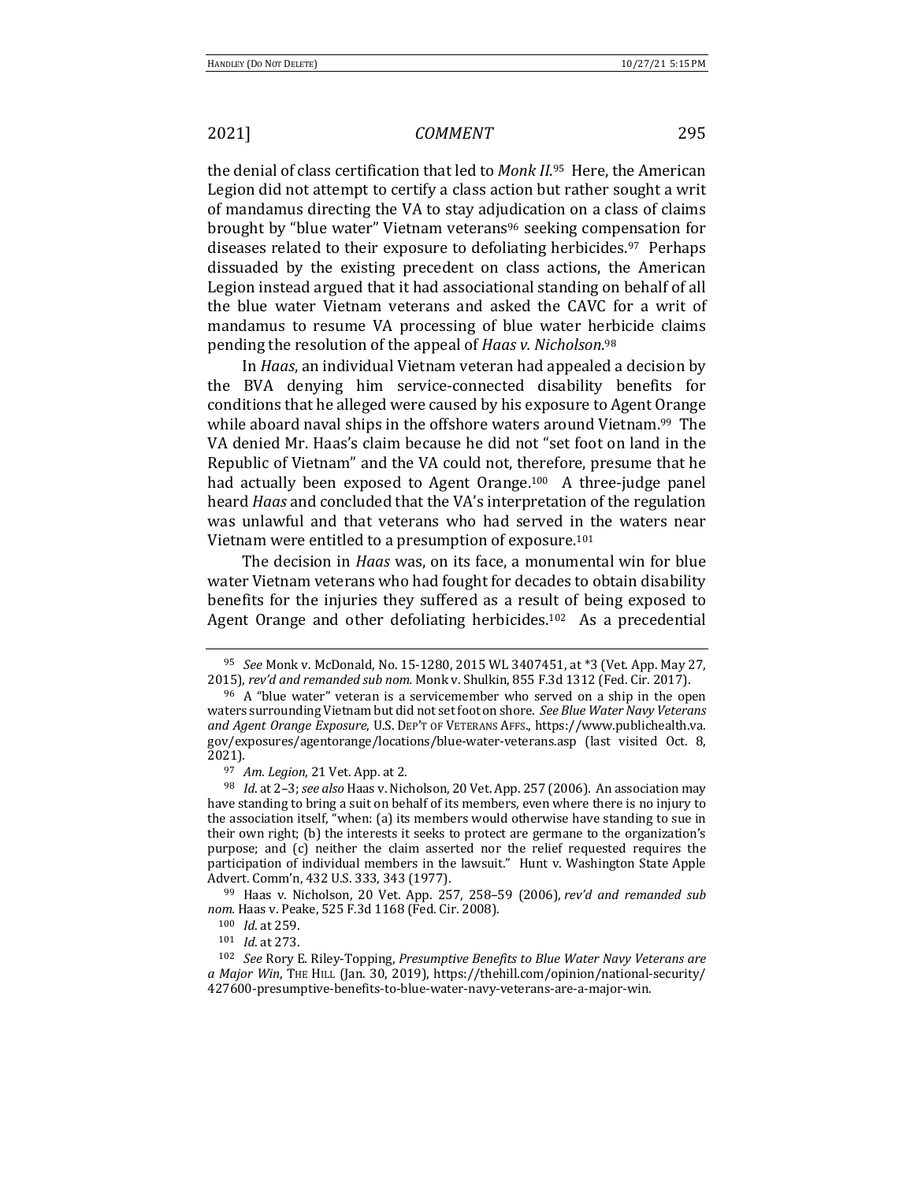the denial of class certification that led to *Monk II*.[95] Here, the American Legion did not attempt to certify a class action but rather sought a writ of mandamus directing the VA to stay adjudication on a class of claims brought by "blue water" Vietnam veterans[96] seeking compensation for diseases related to their exposure to defoliating herbicides.[97] Perhaps dissuaded by the existing precedent on class actions, the American Legion instead argued that it had associational standing on behalf of all the blue water Vietnam veterans and asked the CAVC for a writ of mandamus to resume VA processing of blue water herbicide claims pending the resolution of the appeal of *Haas v. Nicholson*.[98]

In *Haas*, an individual Vietnam veteran had appealed a decision by the BVA denying him service-connected disability benefits for conditions that he alleged were caused by his exposure to Agent Orange while aboard naval ships in the offshore waters around Vietnam.[99] The VA denied Mr. Haas's claim because he did not "set foot on land in the Republic of Vietnam" and the VA could not, therefore, presume that he had actually been exposed to Agent Orange.[100] A three-judge panel heard *Haas* and concluded that the VA's interpretation of the regulation was unlawful and that veterans who had served in the waters near Vietnam were entitled to a presumption of exposure.[101]

The decision in *Haas* was, on its face, a monumental win for blue water Vietnam veterans who had fought for decades to obtain disability benefits for the injuries they suffered as a result of being exposed to Agent Orange and other defoliating herbicides.[102] As a precedential

---

[95] *See* Monk v. McDonald, No. 15-1280, 2015 WL 3407451, at *3 (Vet. App. May 27, 2015), *rev'd and remanded sub nom.* Monk v. Shulkin, 855 F.3d 1312 (Fed. Cir. 2017).

[96] A "blue water" veteran is a servicemember who served on a ship in the open waters surrounding Vietnam but did not set foot on shore. *See Blue Water Navy Veterans and Agent Orange Exposure*, U.S. DEP'T OF VETERANS AFFS., https://www.publichealth.va.gov/exposures/agentorange/locations/blue-water-veterans.asp (last visited Oct. 8, 2021).

[97] *Am. Legion*, 21 Vet. App. at 2.

[98] *Id.* at 2–3; *see also* Haas v. Nicholson, 20 Vet. App. 257 (2006). An association may have standing to bring a suit on behalf of its members, even where there is no injury to the association itself, "when: (a) its members would otherwise have standing to sue in their own right; (b) the interests it seeks to protect are germane to the organization's purpose; and (c) neither the claim asserted nor the relief requested requires the participation of individual members in the lawsuit." Hunt v. Washington State Apple Advert. Comm'n, 432 U.S. 333, 343 (1977).

[99] Haas v. Nicholson, 20 Vet. App. 257, 258–59 (2006), *rev'd and remanded sub nom.* Haas v. Peake, 525 F.3d 1168 (Fed. Cir. 2008).

[100] *Id.* at 259.

[101] *Id.* at 273.

[102] *See* Rory E. Riley-Topping, *Presumptive Benefits to Blue Water Navy Veterans are a Major Win*, THE HILL (Jan. 30, 2019), https://thehill.com/opinion/national-security/427600-presumptive-benefits-to-blue-water-navy-veterans-are-a-major-win.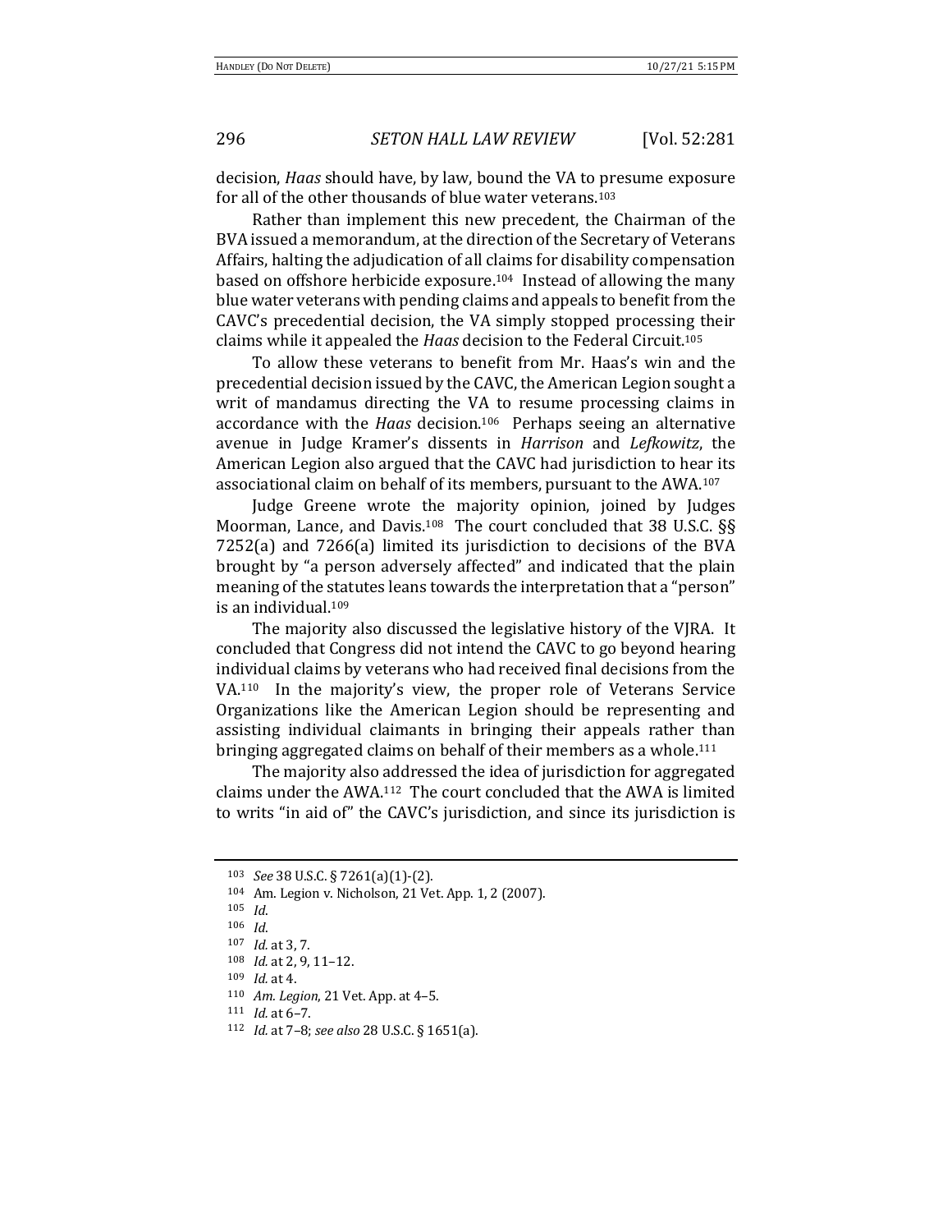decision, *Haas* should have, by law, bound the VA to presume exposure for all of the other thousands of blue water veterans.[103]

Rather than implement this new precedent, the Chairman of the BVA issued a memorandum, at the direction of the Secretary of Veterans Affairs, halting the adjudication of all claims for disability compensation based on offshore herbicide exposure.[104] Instead of allowing the many blue water veterans with pending claims and appeals to benefit from the CAVC's precedential decision, the VA simply stopped processing their claims while it appealed the *Haas* decision to the Federal Circuit.[105]

To allow these veterans to benefit from Mr. Haas's win and the precedential decision issued by the CAVC, the American Legion sought a writ of mandamus directing the VA to resume processing claims in accordance with the *Haas* decision.[106] Perhaps seeing an alternative avenue in Judge Kramer's dissents in *Harrison* and *Lefkowitz*, the American Legion also argued that the CAVC had jurisdiction to hear its associational claim on behalf of its members, pursuant to the AWA.[107]

Judge Greene wrote the majority opinion, joined by Judges Moorman, Lance, and Davis.[108] The court concluded that 38 U.S.C. §§ 7252(a) and 7266(a) limited its jurisdiction to decisions of the BVA brought by "a person adversely affected" and indicated that the plain meaning of the statutes leans towards the interpretation that a "person" is an individual.[109]

The majority also discussed the legislative history of the VJRA. It concluded that Congress did not intend the CAVC to go beyond hearing individual claims by veterans who had received final decisions from the VA.[110] In the majority's view, the proper role of Veterans Service Organizations like the American Legion should be representing and assisting individual claimants in bringing their appeals rather than bringing aggregated claims on behalf of their members as a whole.[111]

The majority also addressed the idea of jurisdiction for aggregated claims under the AWA.[112] The court concluded that the AWA is limited to writs "in aid of" the CAVC's jurisdiction, and since its jurisdiction is

---

[103] *See* 38 U.S.C. § 7261(a)(1)-(2).

[104] Am. Legion v. Nicholson, 21 Vet. App. 1, 2 (2007).

[105] *Id.*

[106] *Id.*

[107] *Id.* at 3, 7.

[108] *Id.* at 2, 9, 11–12.

[109] *Id.* at 4.

[110] *Am. Legion*, 21 Vet. App. at 4–5.

[111] *Id.* at 6–7.

[112] *Id.* at 7–8; *see also* 28 U.S.C. § 1651(a).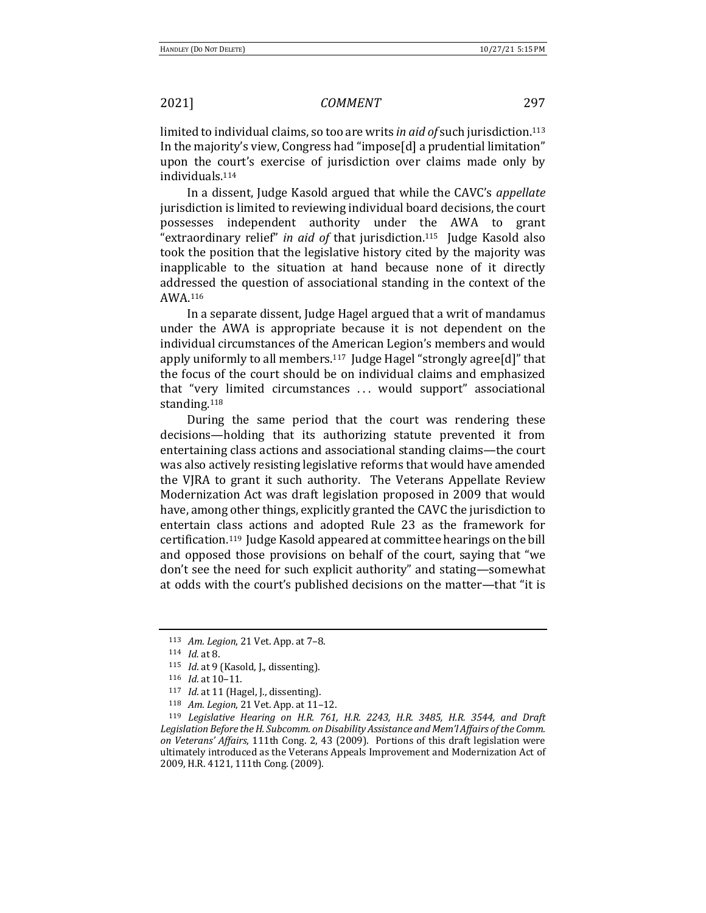limited to individual claims, so too are writs *in aid of* such jurisdiction.[113] In the majority's view, Congress had "impose[d] a prudential limitation" upon the court's exercise of jurisdiction over claims made only by individuals.[114]

In a dissent, Judge Kasold argued that while the CAVC's *appellate* jurisdiction is limited to reviewing individual board decisions, the court possesses independent authority under the AWA to grant "extraordinary relief" *in aid of* that jurisdiction.[115] Judge Kasold also took the position that the legislative history cited by the majority was inapplicable to the situation at hand because none of it directly addressed the question of associational standing in the context of the AWA.[116]

In a separate dissent, Judge Hagel argued that a writ of mandamus under the AWA is appropriate because it is not dependent on the individual circumstances of the American Legion's members and would apply uniformly to all members.[117] Judge Hagel "strongly agree[d]" that the focus of the court should be on individual claims and emphasized that "very limited circumstances . . . would support" associational standing.[118]

During the same period that the court was rendering these decisions—holding that its authorizing statute prevented it from entertaining class actions and associational standing claims—the court was also actively resisting legislative reforms that would have amended the VJRA to grant it such authority. The Veterans Appellate Review Modernization Act was draft legislation proposed in 2009 that would have, among other things, explicitly granted the CAVC the jurisdiction to entertain class actions and adopted Rule 23 as the framework for certification.[119] Judge Kasold appeared at committee hearings on the bill and opposed those provisions on behalf of the court, saying that "we don't see the need for such explicit authority" and stating—somewhat at odds with the court's published decisions on the matter—that "it is

---

[113] *Am. Legion*, 21 Vet. App. at 7–8.

[114] *Id.* at 8.

[115] *Id.* at 9 (Kasold, J., dissenting).

[116] *Id.* at 10–11.

[117] *Id.* at 11 (Hagel, J., dissenting).

[118] *Am. Legion*, 21 Vet. App. at 11–12.

[119] *Legislative Hearing on H.R. 761, H.R. 2243, H.R. 3485, H.R. 3544, and Draft Legislation Before the H. Subcomm. on Disability Assistance and Mem'l Affairs of the Comm. on Veterans' Affairs*, 111th Cong. 2, 43 (2009). Portions of this draft legislation were ultimately introduced as the Veterans Appeals Improvement and Modernization Act of 2009, H.R. 4121, 111th Cong. (2009).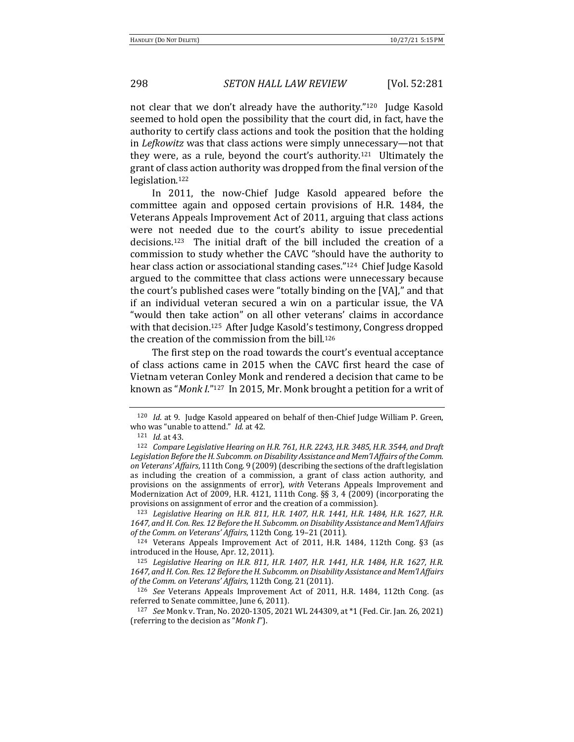not clear that we don't already have the authority."[120] Judge Kasold seemed to hold open the possibility that the court did, in fact, have the authority to certify class actions and took the position that the holding in *Lefkowitz* was that class actions were simply unnecessary—not that they were, as a rule, beyond the court's authority.[121] Ultimately the grant of class action authority was dropped from the final version of the legislation.[122]

In 2011, the now-Chief Judge Kasold appeared before the committee again and opposed certain provisions of H.R. 1484, the Veterans Appeals Improvement Act of 2011, arguing that class actions were not needed due to the court's ability to issue precedential decisions.[123] The initial draft of the bill included the creation of a commission to study whether the CAVC "should have the authority to hear class action or associational standing cases."[124] Chief Judge Kasold argued to the committee that class actions were unnecessary because the court's published cases were "totally binding on the [VA]," and that if an individual veteran secured a win on a particular issue, the VA "would then take action" on all other veterans' claims in accordance with that decision.[125] After Judge Kasold's testimony, Congress dropped the creation of the commission from the bill.[126]

The first step on the road towards the court's eventual acceptance of class actions came in 2015 when the CAVC first heard the case of Vietnam veteran Conley Monk and rendered a decision that came to be known as "*Monk I*."[127] In 2015, Mr. Monk brought a petition for a writ of

---

[120] *Id.* at 9. Judge Kasold appeared on behalf of then-Chief Judge William P. Green, who was "unable to attend." *Id.* at 42.

[121] *Id.* at 43.

[122] *Compare Legislative Hearing on H.R. 761, H.R. 2243, H.R. 3485, H.R. 3544, and Draft Legislation Before the H. Subcomm. on Disability Assistance and Mem'l Affairs of the Comm. on Veterans' Affairs*, 111th Cong. 9 (2009) (describing the sections of the draft legislation as including the creation of a commission, a grant of class action authority, and provisions on the assignments of error), *with* Veterans Appeals Improvement and Modernization Act of 2009, H.R. 4121, 111th Cong. §§ 3, 4 (2009) (incorporating the provisions on assignment of error and the creation of a commission).

[123] *Legislative Hearing on H.R. 811, H.R. 1407, H.R. 1441, H.R. 1484, H.R. 1627, H.R. 1647, and H. Con. Res. 12 Before the H. Subcomm. on Disability Assistance and Mem'l Affairs of the Comm. on Veterans' Affairs*, 112th Cong. 19–21 (2011).

[124] Veterans Appeals Improvement Act of 2011, H.R. 1484, 112th Cong. §3 (as introduced in the House, Apr. 12, 2011).

[125] *Legislative Hearing on H.R. 811, H.R. 1407, H.R. 1441, H.R. 1484, H.R. 1627, H.R. 1647, and H. Con. Res. 12 Before the H. Subcomm. on Disability Assistance and Mem'l Affairs of the Comm. on Veterans' Affairs*, 112th Cong. 21 (2011).

[126] *See* Veterans Appeals Improvement Act of 2011, H.R. 1484, 112th Cong. (as referred to Senate committee, June 6, 2011).

[127] *See* Monk v. Tran, No. 2020-1305, 2021 WL 244309, at *1 (Fed. Cir. Jan. 26, 2021) (referring to the decision as "*Monk I*").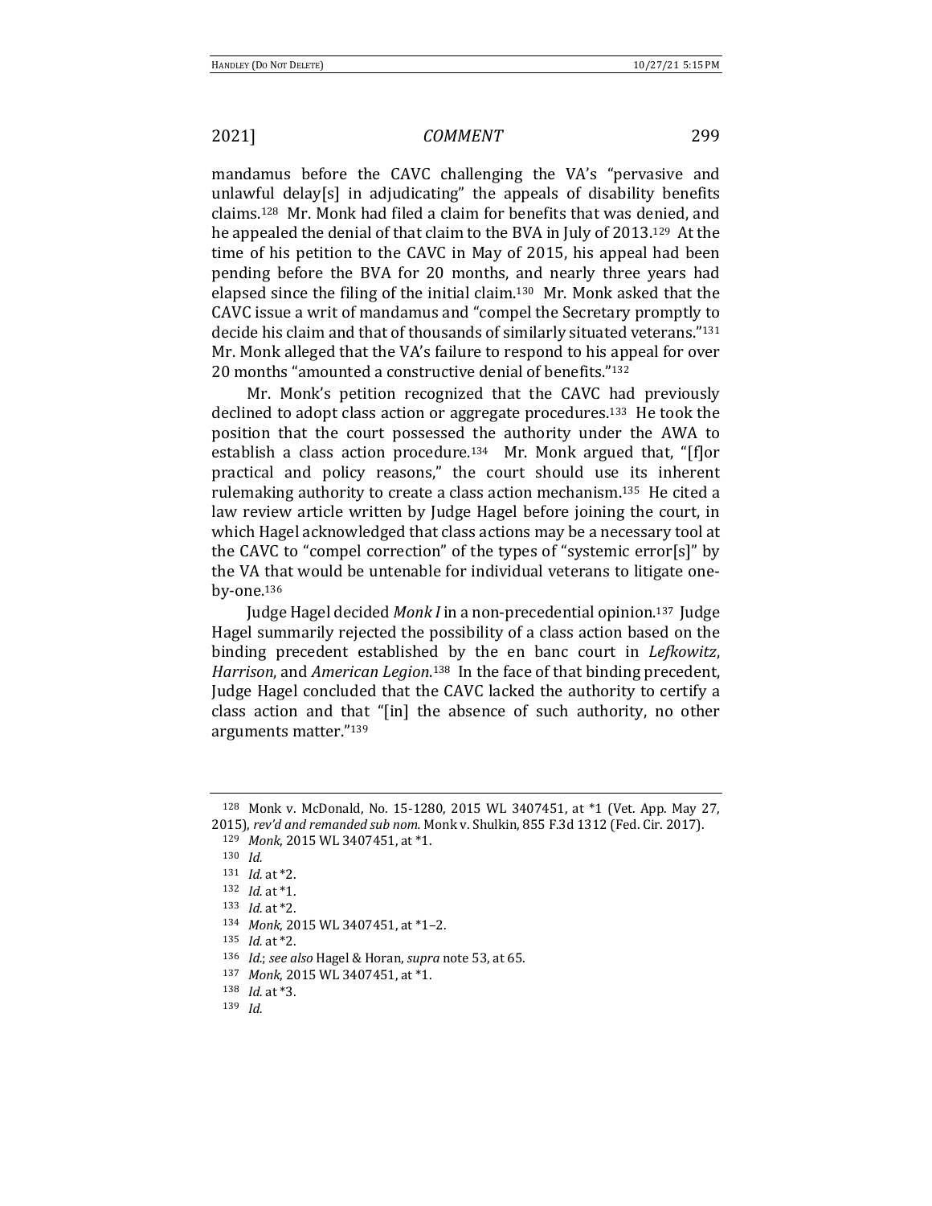mandamus before the CAVC challenging the VA's "pervasive and unlawful delay[s] in adjudicating" the appeals of disability benefits claims.[128] Mr. Monk had filed a claim for benefits that was denied, and he appealed the denial of that claim to the BVA in July of 2013.[129] At the time of his petition to the CAVC in May of 2015, his appeal had been pending before the BVA for 20 months, and nearly three years had elapsed since the filing of the initial claim.[130] Mr. Monk asked that the CAVC issue a writ of mandamus and "compel the Secretary promptly to decide his claim and that of thousands of similarly situated veterans."[131] Mr. Monk alleged that the VA's failure to respond to his appeal for over 20 months "amounted a constructive denial of benefits."[132]

Mr. Monk's petition recognized that the CAVC had previously declined to adopt class action or aggregate procedures.[133] He took the position that the court possessed the authority under the AWA to establish a class action procedure.[134] Mr. Monk argued that, "[f]or practical and policy reasons," the court should use its inherent rulemaking authority to create a class action mechanism.[135] He cited a law review article written by Judge Hagel before joining the court, in which Hagel acknowledged that class actions may be a necessary tool at the CAVC to "compel correction" of the types of "systemic error[s]" by the VA that would be untenable for individual veterans to litigate one-by-one.[136]

Judge Hagel decided *Monk I* in a non-precedential opinion.[137] Judge Hagel summarily rejected the possibility of a class action based on the binding precedent established by the en banc court in *Lefkowitz*, *Harrison*, and *American Legion*.[138] In the face of that binding precedent, Judge Hagel concluded that the CAVC lacked the authority to certify a class action and that "[in] the absence of such authority, no other arguments matter."[139]

---

128 Monk v. McDonald, No. 15-1280, 2015 WL 3407451, at *1 (Vet. App. May 27, 2015), *rev'd and remanded sub nom.* Monk v. Shulkin, 855 F.3d 1312 (Fed. Cir. 2017).

129 *Monk*, 2015 WL 3407451, at *1.

130 *Id.*

131 *Id.* at *2.

132 *Id.* at *1.

133 *Id.* at *2.

134 *Monk*, 2015 WL 3407451, at *1–2.

135 *Id.* at *2.

136 *Id.*; *see also* Hagel & Horan, *supra* note 53, at 65.

137 *Monk*, 2015 WL 3407451, at *1.

138 *Id.* at *3.

139 *Id.*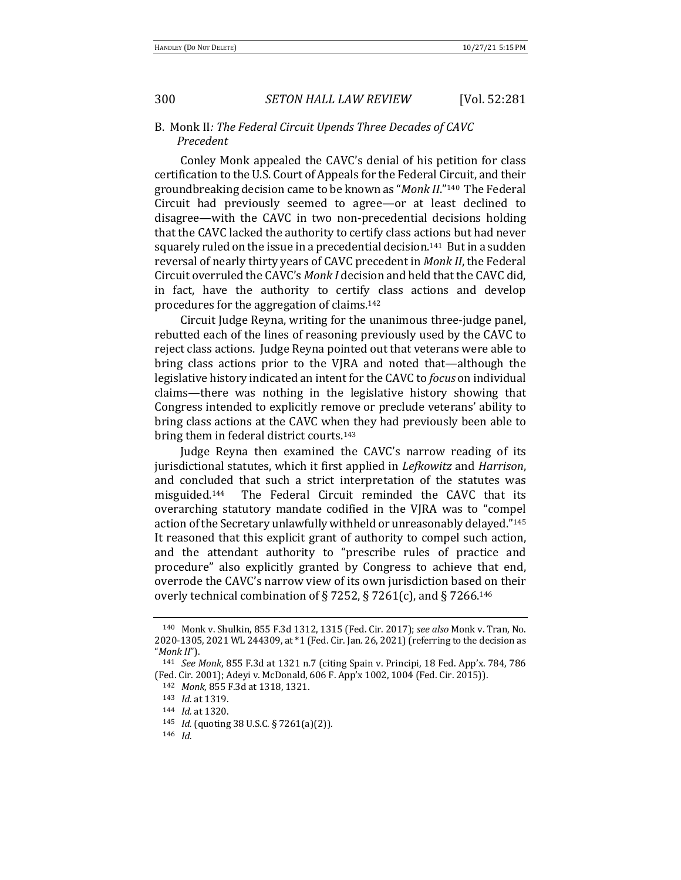### B. Monk II*: The Federal Circuit Upends Three Decades of CAVC Precedent*

Conley Monk appealed the CAVC's denial of his petition for class certification to the U.S. Court of Appeals for the Federal Circuit, and their groundbreaking decision came to be known as "*Monk II*."[140] The Federal Circuit had previously seemed to agree—or at least declined to disagree—with the CAVC in two non-precedential decisions holding that the CAVC lacked the authority to certify class actions but had never squarely ruled on the issue in a precedential decision.[141] But in a sudden reversal of nearly thirty years of CAVC precedent in *Monk II*, the Federal Circuit overruled the CAVC's *Monk I* decision and held that the CAVC did, in fact, have the authority to certify class actions and develop procedures for the aggregation of claims.[142]

Circuit Judge Reyna, writing for the unanimous three-judge panel, rebutted each of the lines of reasoning previously used by the CAVC to reject class actions. Judge Reyna pointed out that veterans were able to bring class actions prior to the VJRA and noted that—although the legislative history indicated an intent for the CAVC to *focus* on individual claims—there was nothing in the legislative history showing that Congress intended to explicitly remove or preclude veterans' ability to bring class actions at the CAVC when they had previously been able to bring them in federal district courts.[143]

Judge Reyna then examined the CAVC's narrow reading of its jurisdictional statutes, which it first applied in *Lefkowitz* and *Harrison*, and concluded that such a strict interpretation of the statutes was misguided.[144] The Federal Circuit reminded the CAVC that its overarching statutory mandate codified in the VJRA was to "compel action of the Secretary unlawfully withheld or unreasonably delayed."[145] It reasoned that this explicit grant of authority to compel such action, and the attendant authority to "prescribe rules of practice and procedure" also explicitly granted by Congress to achieve that end, overrode the CAVC's narrow view of its own jurisdiction based on their overly technical combination of § 7252, § 7261(c), and § 7266.[146]

---

[140] Monk v. Shulkin, 855 F.3d 1312, 1315 (Fed. Cir. 2017); *see also* Monk v. Tran, No. 2020-1305, 2021 WL 244309, at *1 (Fed. Cir. Jan. 26, 2021) (referring to the decision as "*Monk II*").

[141] *See Monk*, 855 F.3d at 1321 n.7 (citing Spain v. Principi, 18 Fed. App'x. 784, 786 (Fed. Cir. 2001); Adeyi v. McDonald, 606 F. App'x 1002, 1004 (Fed. Cir. 2015)).

[142] *Monk*, 855 F.3d at 1318, 1321.

[143] *Id.* at 1319.

[144] *Id.* at 1320.

[145] *Id.* (quoting 38 U.S.C. § 7261(a)(2)).

[146] *Id.*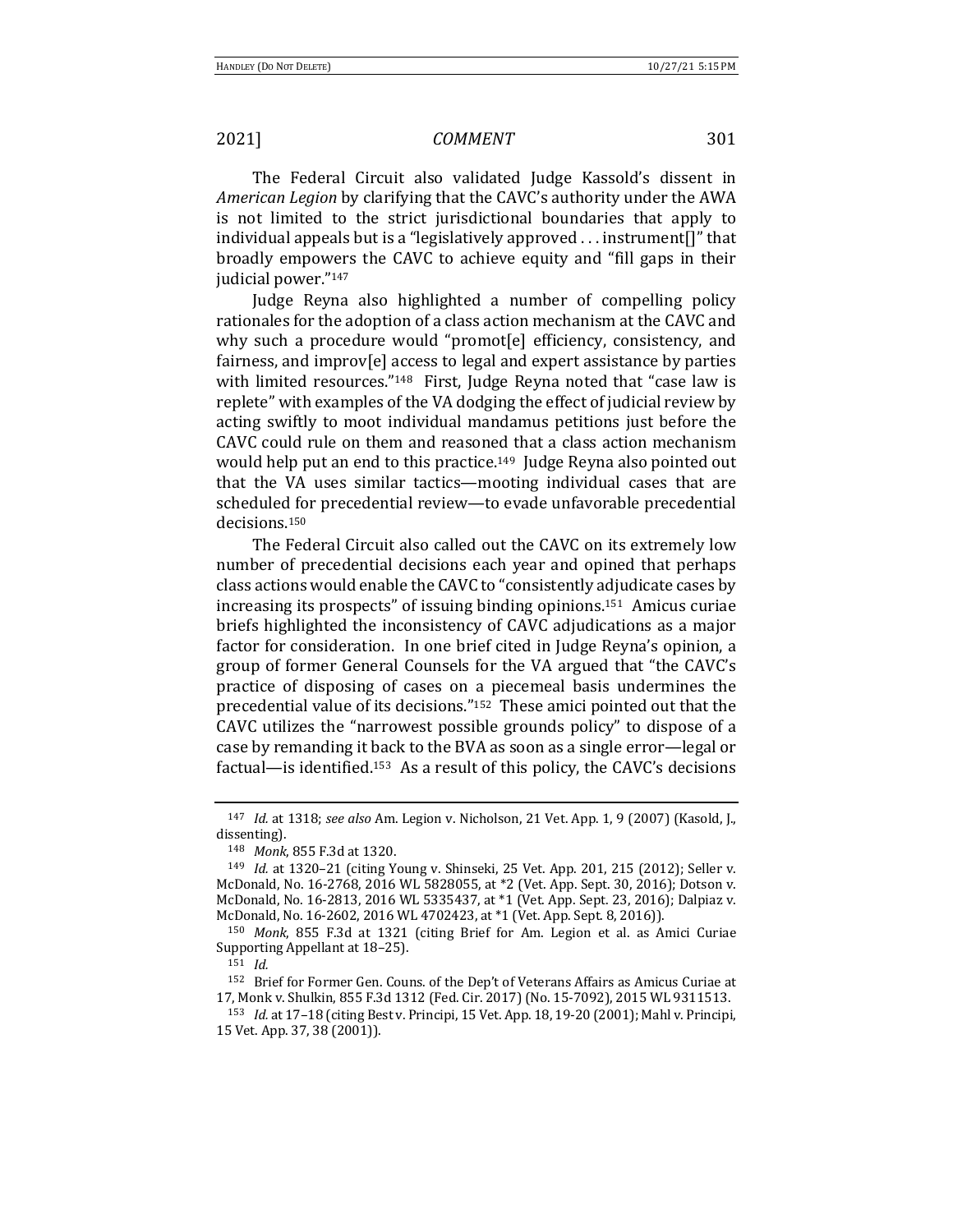The Federal Circuit also validated Judge Kassold's dissent in *American Legion* by clarifying that the CAVC's authority under the AWA is not limited to the strict jurisdictional boundaries that apply to individual appeals but is a "legislatively approved . . . instrument[]" that broadly empowers the CAVC to achieve equity and "fill gaps in their judicial power."[147]

Judge Reyna also highlighted a number of compelling policy rationales for the adoption of a class action mechanism at the CAVC and why such a procedure would "promot[e] efficiency, consistency, and fairness, and improv[e] access to legal and expert assistance by parties with limited resources."[148] First, Judge Reyna noted that "case law is replete" with examples of the VA dodging the effect of judicial review by acting swiftly to moot individual mandamus petitions just before the CAVC could rule on them and reasoned that a class action mechanism would help put an end to this practice.[149] Judge Reyna also pointed out that the VA uses similar tactics—mooting individual cases that are scheduled for precedential review—to evade unfavorable precedential decisions.[150]

The Federal Circuit also called out the CAVC on its extremely low number of precedential decisions each year and opined that perhaps class actions would enable the CAVC to "consistently adjudicate cases by increasing its prospects" of issuing binding opinions.[151] Amicus curiae briefs highlighted the inconsistency of CAVC adjudications as a major factor for consideration. In one brief cited in Judge Reyna's opinion, a group of former General Counsels for the VA argued that "the CAVC's practice of disposing of cases on a piecemeal basis undermines the precedential value of its decisions."[152] These amici pointed out that the CAVC utilizes the "narrowest possible grounds policy" to dispose of a case by remanding it back to the BVA as soon as a single error—legal or factual—is identified.[153] As a result of this policy, the CAVC's decisions

---

[147] *Id.* at 1318; *see also* Am. Legion v. Nicholson, 21 Vet. App. 1, 9 (2007) (Kasold, J., dissenting).

[148] *Monk*, 855 F.3d at 1320.

[149] *Id.* at 1320–21 (citing Young v. Shinseki, 25 Vet. App. 201, 215 (2012); Seller v. McDonald, No. 16-2768, 2016 WL 5828055, at *2 (Vet. App. Sept. 30, 2016); Dotson v. McDonald, No. 16-2813, 2016 WL 5335437, at *1 (Vet. App. Sept. 23, 2016); Dalpiaz v. McDonald, No. 16-2602, 2016 WL 4702423, at *1 (Vet. App. Sept. 8, 2016)).

[150] *Monk*, 855 F.3d at 1321 (citing Brief for Am. Legion et al. as Amici Curiae Supporting Appellant at 18–25).

[151] *Id.*

[152] Brief for Former Gen. Couns. of the Dep't of Veterans Affairs as Amicus Curiae at 17, Monk v. Shulkin, 855 F.3d 1312 (Fed. Cir. 2017) (No. 15-7092), 2015 WL 9311513.

[153] *Id.* at 17–18 (citing Best v. Principi, 15 Vet. App. 18, 19-20 (2001); Mahl v. Principi, 15 Vet. App. 37, 38 (2001)).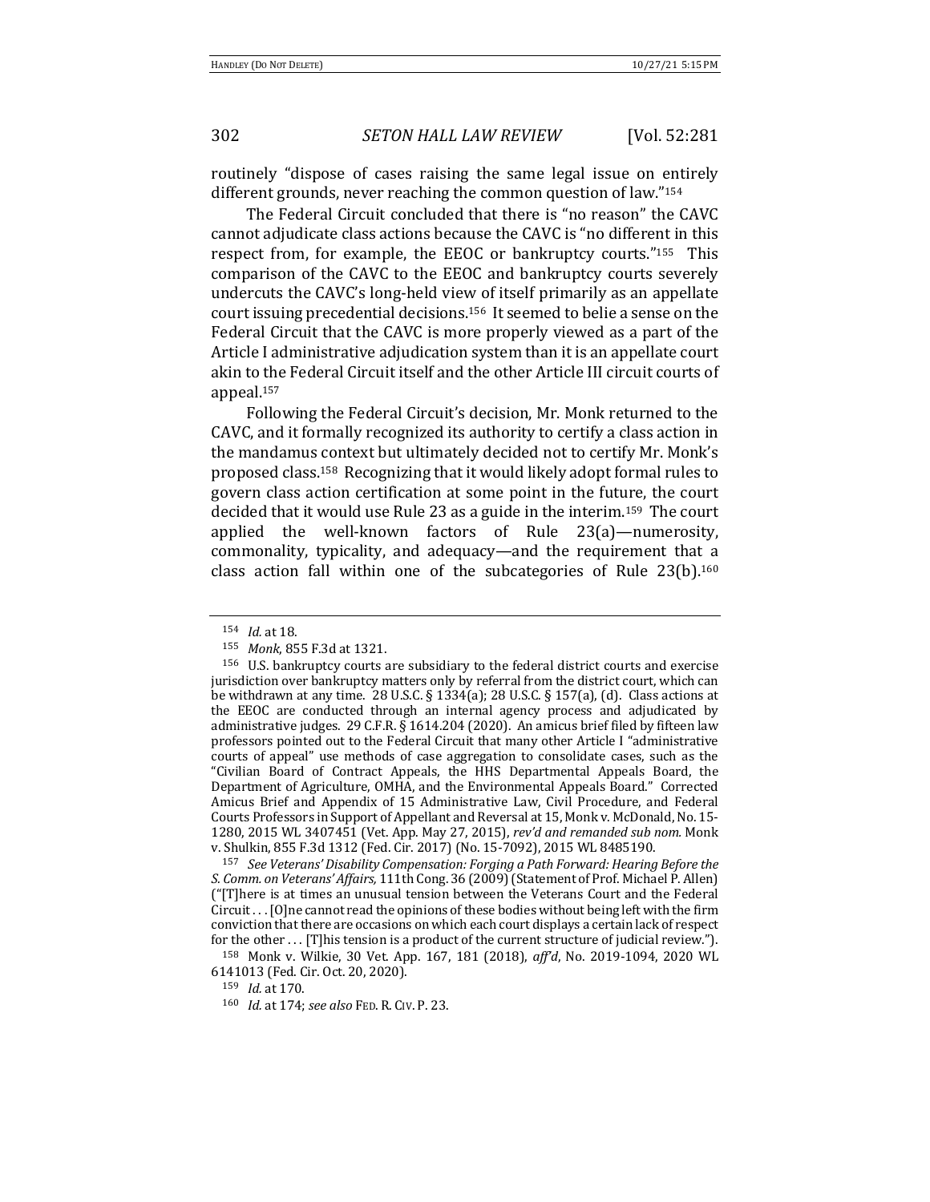routinely "dispose of cases raising the same legal issue on entirely different grounds, never reaching the common question of law."[154]

The Federal Circuit concluded that there is "no reason" the CAVC cannot adjudicate class actions because the CAVC is "no different in this respect from, for example, the EEOC or bankruptcy courts."[155] This comparison of the CAVC to the EEOC and bankruptcy courts severely undercuts the CAVC's long-held view of itself primarily as an appellate court issuing precedential decisions.[156] It seemed to belie a sense on the Federal Circuit that the CAVC is more properly viewed as a part of the Article I administrative adjudication system than it is an appellate court akin to the Federal Circuit itself and the other Article III circuit courts of appeal.[157]

Following the Federal Circuit's decision, Mr. Monk returned to the CAVC, and it formally recognized its authority to certify a class action in the mandamus context but ultimately decided not to certify Mr. Monk's proposed class.[158] Recognizing that it would likely adopt formal rules to govern class action certification at some point in the future, the court decided that it would use Rule 23 as a guide in the interim.[159] The court applied the well-known factors of Rule 23(a)—numerosity, commonality, typicality, and adequacy—and the requirement that a class action fall within one of the subcategories of Rule 23(b).[160]

---

[154] *Id.* at 18.

[155] *Monk*, 855 F.3d at 1321.

[156] U.S. bankruptcy courts are subsidiary to the federal district courts and exercise jurisdiction over bankruptcy matters only by referral from the district court, which can be withdrawn at any time. 28 U.S.C. § 1334(a); 28 U.S.C. § 157(a), (d). Class actions at the EEOC are conducted through an internal agency process and adjudicated by administrative judges. 29 C.F.R. § 1614.204 (2020). An amicus brief filed by fifteen law professors pointed out to the Federal Circuit that many other Article I "administrative courts of appeal" use methods of case aggregation to consolidate cases, such as the "Civilian Board of Contract Appeals, the HHS Departmental Appeals Board, the Department of Agriculture, OMHA, and the Environmental Appeals Board." Corrected Amicus Brief and Appendix of 15 Administrative Law, Civil Procedure, and Federal Courts Professors in Support of Appellant and Reversal at 15, Monk v. McDonald, No. 15-1280, 2015 WL 3407451 (Vet. App. May 27, 2015), *rev'd and remanded sub nom.* Monk v. Shulkin, 855 F.3d 1312 (Fed. Cir. 2017) (No. 15-7092), 2015 WL 8485190.

[157] *See Veterans' Disability Compensation: Forging a Path Forward: Hearing Before the S. Comm. on Veterans' Affairs,* 111th Cong. 36 (2009) (Statement of Prof. Michael P. Allen) ("[T]here is at times an unusual tension between the Veterans Court and the Federal Circuit . . . [O]ne cannot read the opinions of these bodies without being left with the firm conviction that there are occasions on which each court displays a certain lack of respect for the other . . . [T]his tension is a product of the current structure of judicial review.").

[158] Monk v. Wilkie, 30 Vet. App. 167, 181 (2018), *aff'd*, No. 2019-1094, 2020 WL 6141013 (Fed. Cir. Oct. 20, 2020).

[159] *Id.* at 170.

[160] *Id.* at 174; *see also* FED. R. CIV. P. 23.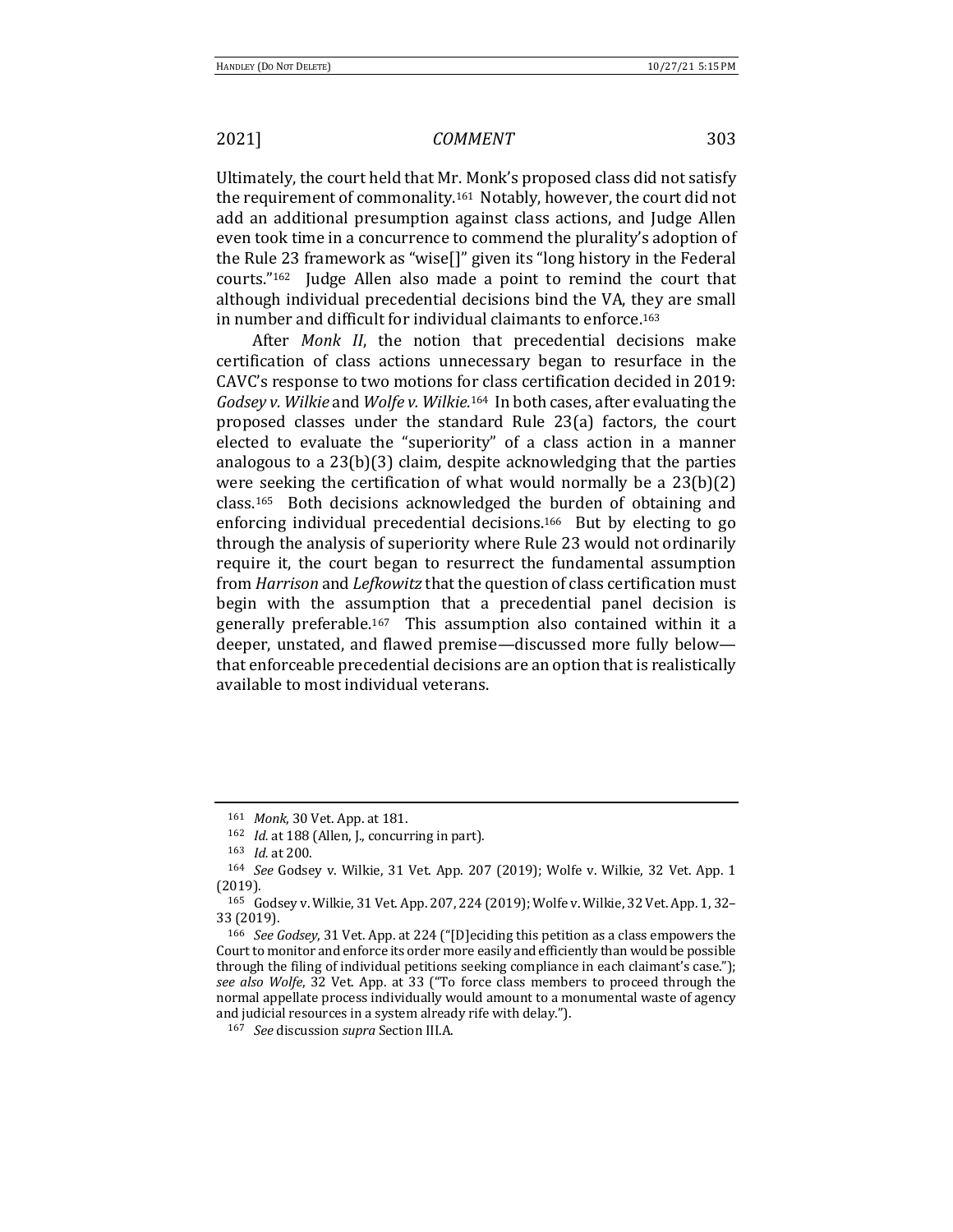Ultimately, the court held that Mr. Monk's proposed class did not satisfy the requirement of commonality.[161] Notably, however, the court did not add an additional presumption against class actions, and Judge Allen even took time in a concurrence to commend the plurality's adoption of the Rule 23 framework as "wise[]" given its "long history in the Federal courts."[162] Judge Allen also made a point to remind the court that although individual precedential decisions bind the VA, they are small in number and difficult for individual claimants to enforce.[163]

After *Monk II*, the notion that precedential decisions make certification of class actions unnecessary began to resurface in the CAVC's response to two motions for class certification decided in 2019: *Godsey v. Wilkie* and *Wolfe v. Wilkie*.[164] In both cases, after evaluating the proposed classes under the standard Rule 23(a) factors, the court elected to evaluate the "superiority" of a class action in a manner analogous to a 23(b)(3) claim, despite acknowledging that the parties were seeking the certification of what would normally be a 23(b)(2) class.[165] Both decisions acknowledged the burden of obtaining and enforcing individual precedential decisions.[166] But by electing to go through the analysis of superiority where Rule 23 would not ordinarily require it, the court began to resurrect the fundamental assumption from *Harrison* and *Lefkowitz* that the question of class certification must begin with the assumption that a precedential panel decision is generally preferable.[167] This assumption also contained within it a deeper, unstated, and flawed premise—discussed more fully below—that enforceable precedential decisions are an option that is realistically available to most individual veterans.

---

[161] *Monk*, 30 Vet. App. at 181.

[162] *Id.* at 188 (Allen, J., concurring in part).

[163] *Id.* at 200.

[164] *See* Godsey v. Wilkie, 31 Vet. App. 207 (2019); Wolfe v. Wilkie, 32 Vet. App. 1 (2019).

[165] Godsey v. Wilkie, 31 Vet. App. 207, 224 (2019); Wolfe v. Wilkie, 32 Vet. App. 1, 32–33 (2019).

[166] *See Godsey*, 31 Vet. App. at 224 ("[D]eciding this petition as a class empowers the Court to monitor and enforce its order more easily and efficiently than would be possible through the filing of individual petitions seeking compliance in each claimant's case."); *see also Wolfe*, 32 Vet. App. at 33 ("To force class members to proceed through the normal appellate process individually would amount to a monumental waste of agency and judicial resources in a system already rife with delay.").

[167] *See* discussion *supra* Section III.A.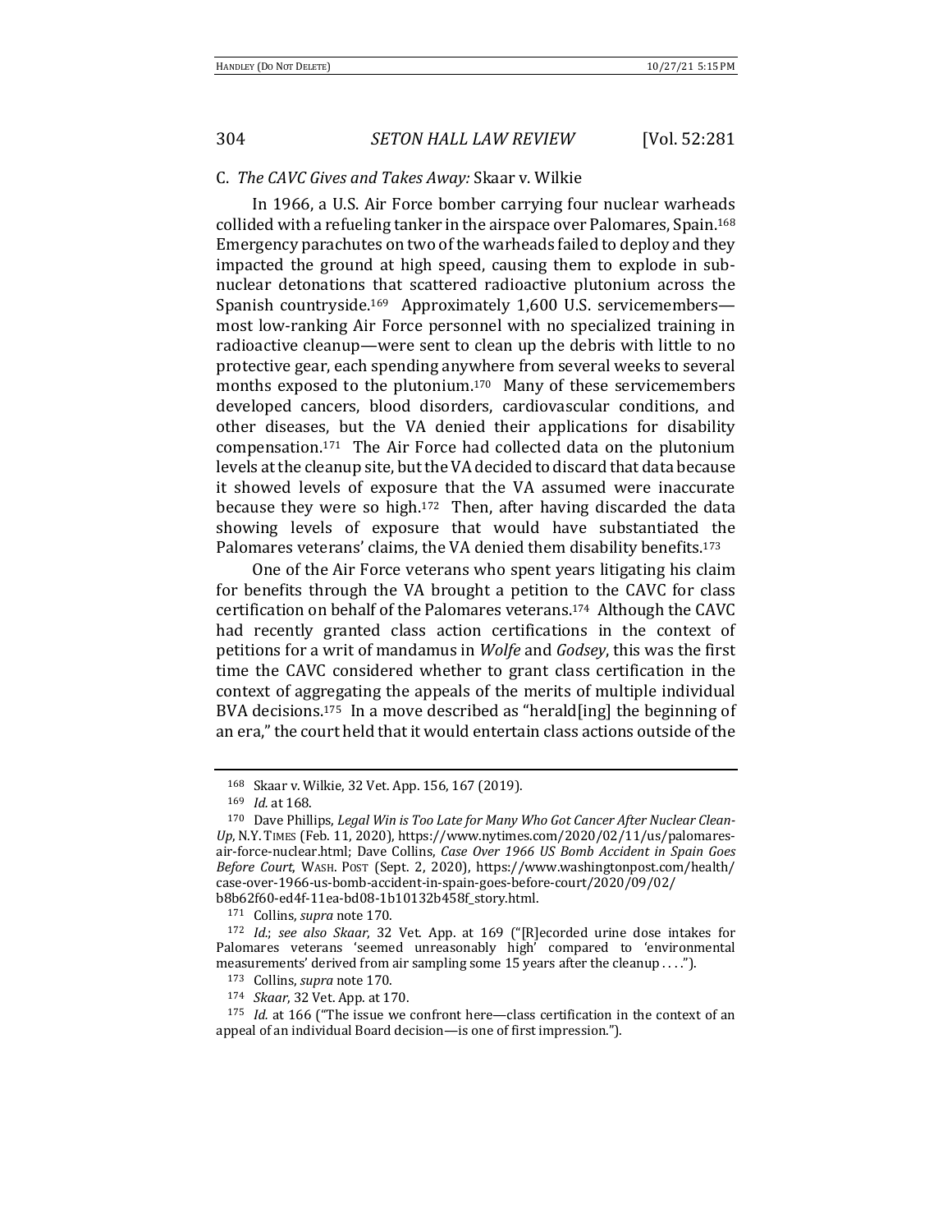### C. *The CAVC Gives and Takes Away:* Skaar v. Wilkie

In 1966, a U.S. Air Force bomber carrying four nuclear warheads collided with a refueling tanker in the airspace over Palomares, Spain.[168] Emergency parachutes on two of the warheads failed to deploy and they impacted the ground at high speed, causing them to explode in sub-nuclear detonations that scattered radioactive plutonium across the Spanish countryside.[169] Approximately 1,600 U.S. servicemembers—most low-ranking Air Force personnel with no specialized training in radioactive cleanup—were sent to clean up the debris with little to no protective gear, each spending anywhere from several weeks to several months exposed to the plutonium.[170] Many of these servicemembers developed cancers, blood disorders, cardiovascular conditions, and other diseases, but the VA denied their applications for disability compensation.[171] The Air Force had collected data on the plutonium levels at the cleanup site, but the VA decided to discard that data because it showed levels of exposure that the VA assumed were inaccurate because they were so high.[172] Then, after having discarded the data showing levels of exposure that would have substantiated the Palomares veterans' claims, the VA denied them disability benefits.[173]

One of the Air Force veterans who spent years litigating his claim for benefits through the VA brought a petition to the CAVC for class certification on behalf of the Palomares veterans.[174] Although the CAVC had recently granted class action certifications in the context of petitions for a writ of mandamus in *Wolfe* and *Godsey*, this was the first time the CAVC considered whether to grant class certification in the context of aggregating the appeals of the merits of multiple individual BVA decisions.[175] In a move described as "herald[ing] the beginning of an era," the court held that it would entertain class actions outside of the

---

[168] Skaar v. Wilkie, 32 Vet. App. 156, 167 (2019).

[169] *Id.* at 168.

[170] Dave Phillips, *Legal Win is Too Late for Many Who Got Cancer After Nuclear Clean-Up*, N.Y. TIMES (Feb. 11, 2020), https://www.nytimes.com/2020/02/11/us/palomares-air-force-nuclear.html; Dave Collins, *Case Over 1966 US Bomb Accident in Spain Goes Before Court*, WASH. POST (Sept. 2, 2020), https://www.washingtonpost.com/health/case-over-1966-us-bomb-accident-in-spain-goes-before-court/2020/09/02/b8b62f60-ed4f-11ea-bd08-1b10132b458f_story.html.

[171] Collins, *supra* note 170.

[172] *Id.*; *see also Skaar*, 32 Vet. App. at 169 ("[R]ecorded urine dose intakes for Palomares veterans 'seemed unreasonably high' compared to 'environmental measurements' derived from air sampling some 15 years after the cleanup . . . .").

[173] Collins, *supra* note 170.

[174] *Skaar*, 32 Vet. App. at 170.

[175] *Id.* at 166 ("The issue we confront here—class certification in the context of an appeal of an individual Board decision—is one of first impression.").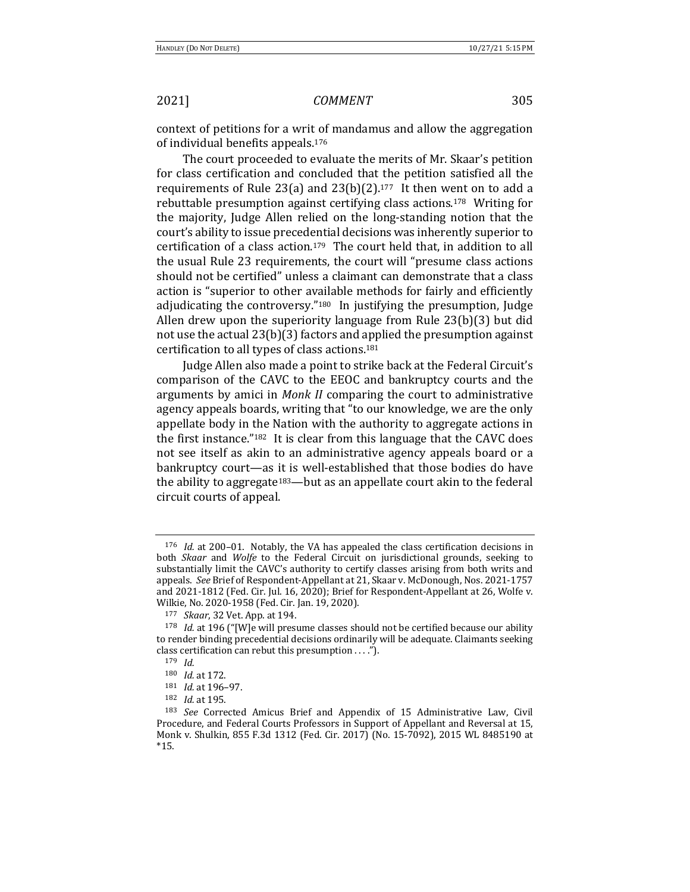context of petitions for a writ of mandamus and allow the aggregation of individual benefits appeals.[176]

The court proceeded to evaluate the merits of Mr. Skaar's petition for class certification and concluded that the petition satisfied all the requirements of Rule 23(a) and 23(b)(2).[177] It then went on to add a rebuttable presumption against certifying class actions.[178] Writing for the majority, Judge Allen relied on the long-standing notion that the court's ability to issue precedential decisions was inherently superior to certification of a class action.[179] The court held that, in addition to all the usual Rule 23 requirements, the court will "presume class actions should not be certified" unless a claimant can demonstrate that a class action is "superior to other available methods for fairly and efficiently adjudicating the controversy."[180] In justifying the presumption, Judge Allen drew upon the superiority language from Rule 23(b)(3) but did not use the actual 23(b)(3) factors and applied the presumption against certification to all types of class actions.[181]

Judge Allen also made a point to strike back at the Federal Circuit's comparison of the CAVC to the EEOC and bankruptcy courts and the arguments by amici in *Monk II* comparing the court to administrative agency appeals boards, writing that "to our knowledge, we are the only appellate body in the Nation with the authority to aggregate actions in the first instance."[182] It is clear from this language that the CAVC does not see itself as akin to an administrative agency appeals board or a bankruptcy court—as it is well-established that those bodies do have the ability to aggregate[183]—but as an appellate court akin to the federal circuit courts of appeal.

---

[176] *Id.* at 200–01. Notably, the VA has appealed the class certification decisions in both *Skaar* and *Wolfe* to the Federal Circuit on jurisdictional grounds, seeking to substantially limit the CAVC's authority to certify classes arising from both writs and appeals. *See* Brief of Respondent-Appellant at 21, Skaar v. McDonough, Nos. 2021-1757 and 2021-1812 (Fed. Cir. Jul. 16, 2020); Brief for Respondent-Appellant at 26, Wolfe v. Wilkie, No. 2020-1958 (Fed. Cir. Jan. 19, 2020).

[177] *Skaar*, 32 Vet. App. at 194.

[178] *Id.* at 196 ("[W]e will presume classes should not be certified because our ability to render binding precedential decisions ordinarily will be adequate. Claimants seeking class certification can rebut this presumption . . . .").

[179] *Id.*

[180] *Id.* at 172.

[181] *Id.* at 196–97.

[182] *Id.* at 195.

[183] *See* Corrected Amicus Brief and Appendix of 15 Administrative Law, Civil Procedure, and Federal Courts Professors in Support of Appellant and Reversal at 15, Monk v. Shulkin, 855 F.3d 1312 (Fed. Cir. 2017) (No. 15-7092), 2015 WL 8485190 at *15.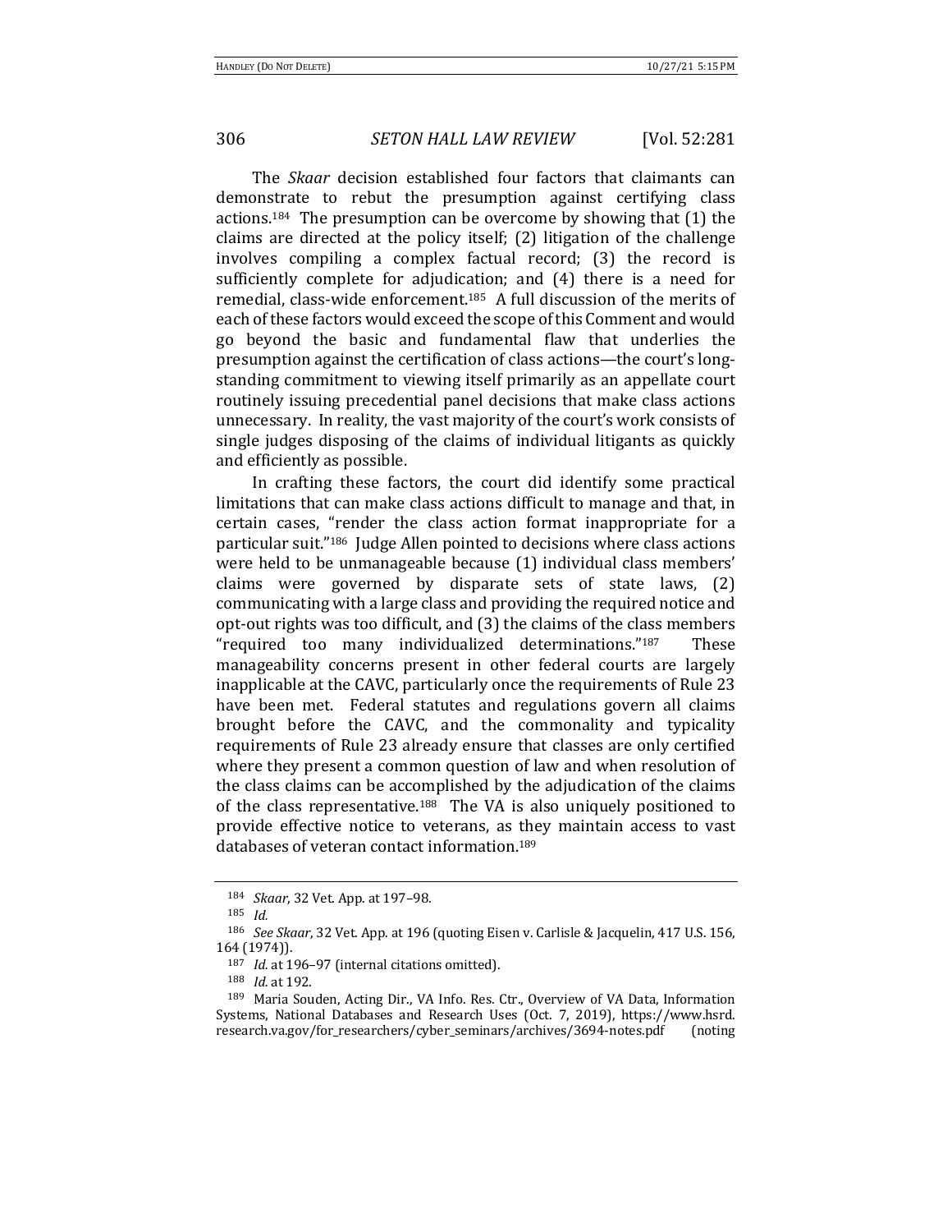The *Skaar* decision established four factors that claimants can demonstrate to rebut the presumption against certifying class actions.[184] The presumption can be overcome by showing that (1) the claims are directed at the policy itself; (2) litigation of the challenge involves compiling a complex factual record; (3) the record is sufficiently complete for adjudication; and (4) there is a need for remedial, class-wide enforcement.[185] A full discussion of the merits of each of these factors would exceed the scope of this Comment and would go beyond the basic and fundamental flaw that underlies the presumption against the certification of class actions—the court's long-standing commitment to viewing itself primarily as an appellate court routinely issuing precedential panel decisions that make class actions unnecessary. In reality, the vast majority of the court's work consists of single judges disposing of the claims of individual litigants as quickly and efficiently as possible.

In crafting these factors, the court did identify some practical limitations that can make class actions difficult to manage and that, in certain cases, "render the class action format inappropriate for a particular suit."[186] Judge Allen pointed to decisions where class actions were held to be unmanageable because (1) individual class members' claims were governed by disparate sets of state laws, (2) communicating with a large class and providing the required notice and opt-out rights was too difficult, and (3) the claims of the class members "required too many individualized determinations."[187] These manageability concerns present in other federal courts are largely inapplicable at the CAVC, particularly once the requirements of Rule 23 have been met. Federal statutes and regulations govern all claims brought before the CAVC, and the commonality and typicality requirements of Rule 23 already ensure that classes are only certified where they present a common question of law and when resolution of the class claims can be accomplished by the adjudication of the claims of the class representative.[188] The VA is also uniquely positioned to provide effective notice to veterans, as they maintain access to vast databases of veteran contact information.[189]

---

[184] *Skaar*, 32 Vet. App. at 197–98.

[185] *Id.*

[186] *See Skaar*, 32 Vet. App. at 196 (quoting Eisen v. Carlisle & Jacquelin, 417 U.S. 156, 164 (1974)).

[187] *Id.* at 196–97 (internal citations omitted).

[188] *Id.* at 192.

[189] Maria Souden, Acting Dir., VA Info. Res. Ctr., Overview of VA Data, Information Systems, National Databases and Research Uses (Oct. 7, 2019), https://www.hsrd.research.va.gov/for_researchers/cyber_seminars/archives/3694-notes.pdf (noting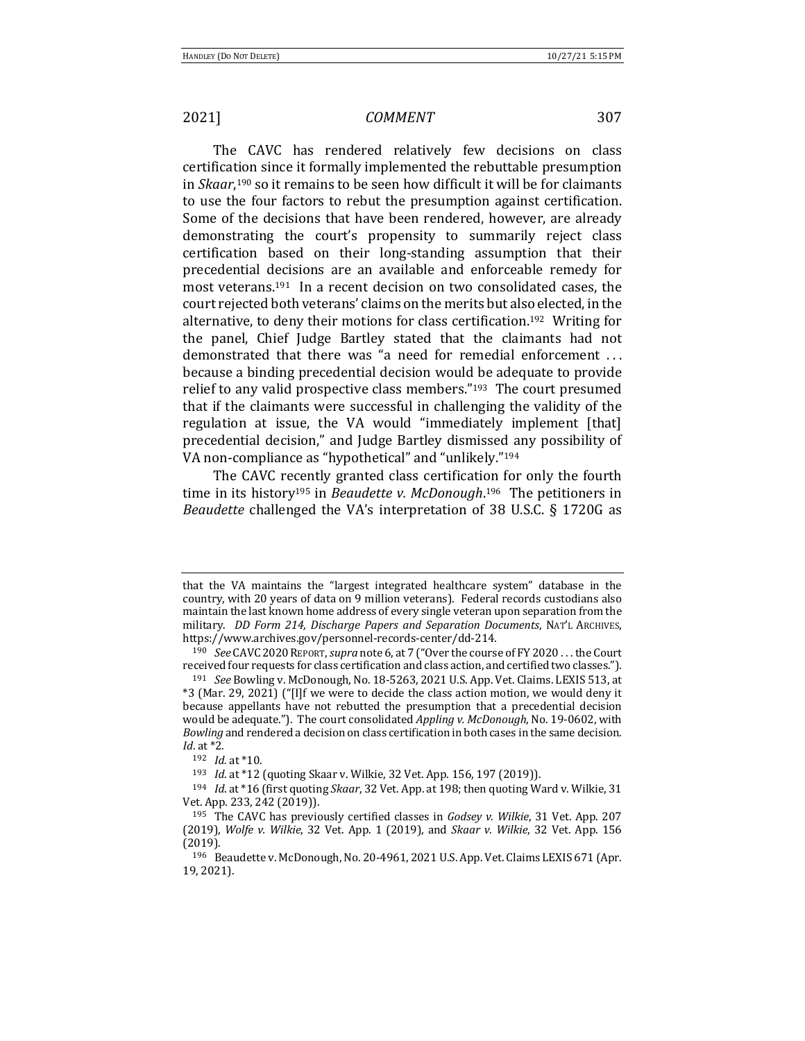The CAVC has rendered relatively few decisions on class certification since it formally implemented the rebuttable presumption in *Skaar*,[190] so it remains to be seen how difficult it will be for claimants to use the four factors to rebut the presumption against certification. Some of the decisions that have been rendered, however, are already demonstrating the court's propensity to summarily reject class certification based on their long-standing assumption that their precedential decisions are an available and enforceable remedy for most veterans.[191] In a recent decision on two consolidated cases, the court rejected both veterans' claims on the merits but also elected, in the alternative, to deny their motions for class certification.[192] Writing for the panel, Chief Judge Bartley stated that the claimants had not demonstrated that there was "a need for remedial enforcement . . . because a binding precedential decision would be adequate to provide relief to any valid prospective class members."[193] The court presumed that if the claimants were successful in challenging the validity of the regulation at issue, the VA would "immediately implement [that] precedential decision," and Judge Bartley dismissed any possibility of VA non-compliance as "hypothetical" and "unlikely."[194]

The CAVC recently granted class certification for only the fourth time in its history[195] in *Beaudette v. McDonough*.[196] The petitioners in *Beaudette* challenged the VA's interpretation of 38 U.S.C. § 1720G as

---

that the VA maintains the "largest integrated healthcare system" database in the country, with 20 years of data on 9 million veterans). Federal records custodians also maintain the last known home address of every single veteran upon separation from the military. *DD Form 214, Discharge Papers and Separation Documents*, NAT'L ARCHIVES, https://www.archives.gov/personnel-records-center/dd-214.

[190] *See* CAVC 2020 REPORT, *supra* note 6, at 7 ("Over the course of FY 2020 . . . the Court received four requests for class certification and class action, and certified two classes.").

[191] *See* Bowling v. McDonough, No. 18-5263, 2021 U.S. App. Vet. Claims. LEXIS 513, at *3 (Mar. 29, 2021) ("[I]f we were to decide the class action motion, we would deny it because appellants have not rebutted the presumption that a precedential decision would be adequate."). The court consolidated *Appling v. McDonough*, No. 19-0602, with *Bowling* and rendered a decision on class certification in both cases in the same decision. *Id*. at *2.

[192] *Id.* at *10.

[193] *Id.* at *12 (quoting Skaar v. Wilkie, 32 Vet. App. 156, 197 (2019)).

[194] *Id*. at *16 (first quoting *Skaar*, 32 Vet. App. at 198; then quoting Ward v. Wilkie, 31 Vet. App. 233, 242 (2019)).

[195] The CAVC has previously certified classes in *Godsey v. Wilkie*, 31 Vet. App. 207 (2019), *Wolfe v. Wilkie*, 32 Vet. App. 1 (2019), and *Skaar v. Wilkie*, 32 Vet. App. 156 (2019).

[196] Beaudette v. McDonough, No. 20-4961, 2021 U.S. App. Vet. Claims LEXIS 671 (Apr. 19, 2021).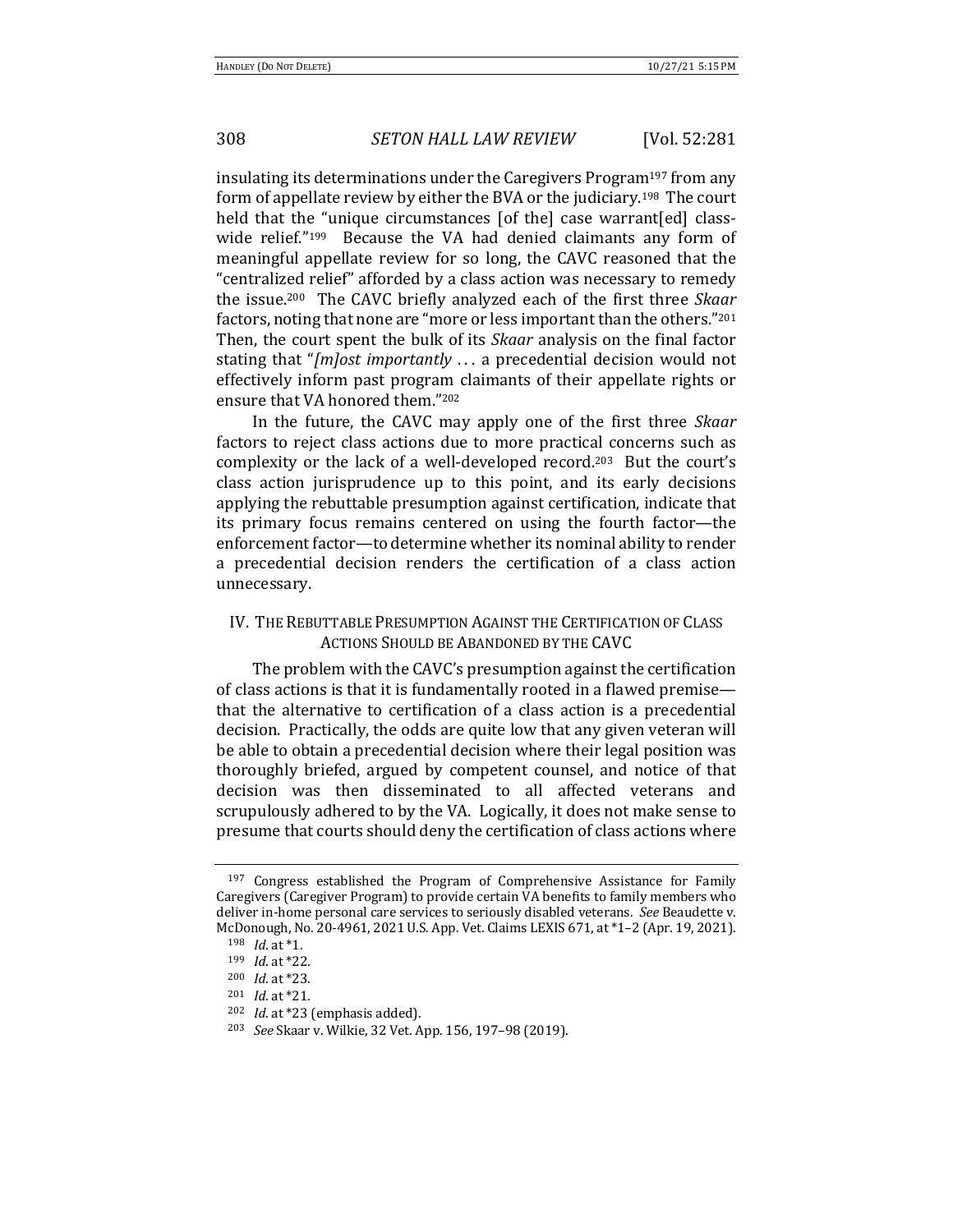insulating its determinations under the Caregivers Program[197] from any form of appellate review by either the BVA or the judiciary.[198] The court held that the "unique circumstances [of the] case warrant[ed] class-wide relief."[199] Because the VA had denied claimants any form of meaningful appellate review for so long, the CAVC reasoned that the "centralized relief" afforded by a class action was necessary to remedy the issue.[200] The CAVC briefly analyzed each of the first three *Skaar* factors, noting that none are "more or less important than the others."[201] Then, the court spent the bulk of its *Skaar* analysis on the final factor stating that "*[m]ost importantly* . . . a precedential decision would not effectively inform past program claimants of their appellate rights or ensure that VA honored them."[202]

In the future, the CAVC may apply one of the first three *Skaar* factors to reject class actions due to more practical concerns such as complexity or the lack of a well-developed record.[203] But the court's class action jurisprudence up to this point, and its early decisions applying the rebuttable presumption against certification, indicate that its primary focus remains centered on using the fourth factor—the enforcement factor—to determine whether its nominal ability to render a precedential decision renders the certification of a class action unnecessary.

## IV. THE REBUTTABLE PRESUMPTION AGAINST THE CERTIFICATION OF CLASS ACTIONS SHOULD BE ABANDONED BY THE CAVC

The problem with the CAVC's presumption against the certification of class actions is that it is fundamentally rooted in a flawed premise—that the alternative to certification of a class action is a precedential decision. Practically, the odds are quite low that any given veteran will be able to obtain a precedential decision where their legal position was thoroughly briefed, argued by competent counsel, and notice of that decision was then disseminated to all affected veterans and scrupulously adhered to by the VA. Logically, it does not make sense to presume that courts should deny the certification of class actions where

---

[197] Congress established the Program of Comprehensive Assistance for Family Caregivers (Caregiver Program) to provide certain VA benefits to family members who deliver in-home personal care services to seriously disabled veterans. *See* Beaudette v. McDonough, No. 20-4961, 2021 U.S. App. Vet. Claims LEXIS 671, at *1–2 (Apr. 19, 2021).

[198] *Id.* at *1.

[199] *Id.* at *22.

[200] *Id.* at *23.

[201] *Id.* at *21.

[202] *Id.* at *23 (emphasis added).

[203] *See* Skaar v. Wilkie, 32 Vet. App. 156, 197–98 (2019).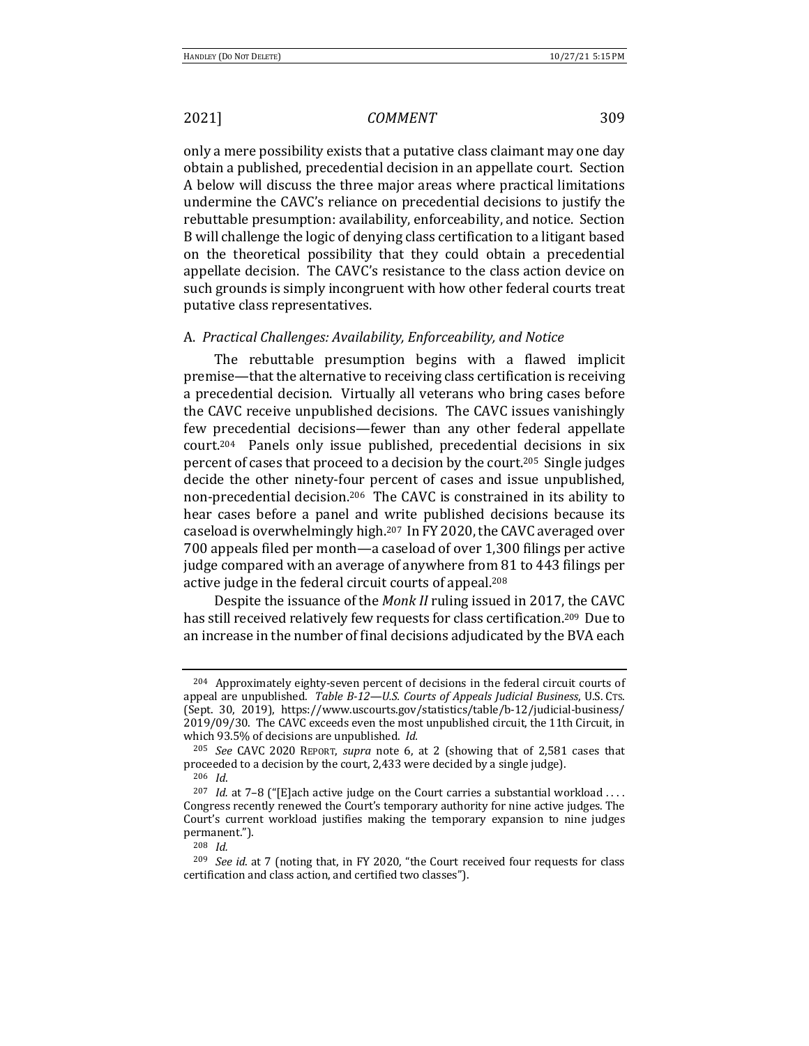only a mere possibility exists that a putative class claimant may one day obtain a published, precedential decision in an appellate court. Section A below will discuss the three major areas where practical limitations undermine the CAVC's reliance on precedential decisions to justify the rebuttable presumption: availability, enforceability, and notice. Section B will challenge the logic of denying class certification to a litigant based on the theoretical possibility that they could obtain a precedential appellate decision. The CAVC's resistance to the class action device on such grounds is simply incongruent with how other federal courts treat putative class representatives.

### A. *Practical Challenges: Availability, Enforceability, and Notice*

The rebuttable presumption begins with a flawed implicit premise—that the alternative to receiving class certification is receiving a precedential decision. Virtually all veterans who bring cases before the CAVC receive unpublished decisions. The CAVC issues vanishingly few precedential decisions—fewer than any other federal appellate court.[204] Panels only issue published, precedential decisions in six percent of cases that proceed to a decision by the court.[205] Single judges decide the other ninety-four percent of cases and issue unpublished, non-precedential decision.[206] The CAVC is constrained in its ability to hear cases before a panel and write published decisions because its caseload is overwhelmingly high.[207] In FY 2020, the CAVC averaged over 700 appeals filed per month—a caseload of over 1,300 filings per active judge compared with an average of anywhere from 81 to 443 filings per active judge in the federal circuit courts of appeal.[208]

Despite the issuance of the *Monk II* ruling issued in 2017, the CAVC has still received relatively few requests for class certification.[209] Due to an increase in the number of final decisions adjudicated by the BVA each

---

[204] Approximately eighty-seven percent of decisions in the federal circuit courts of appeal are unpublished. *Table B-12—U.S. Courts of Appeals Judicial Business*, U.S. CTS. (Sept. 30, 2019), https://www.uscourts.gov/statistics/table/b-12/judicial-business/2019/09/30. The CAVC exceeds even the most unpublished circuit, the 11th Circuit, in which 93.5% of decisions are unpublished. *Id.*

[205] *See* CAVC 2020 REPORT, *supra* note 6, at 2 (showing that of 2,581 cases that proceeded to a decision by the court, 2,433 were decided by a single judge).

[206] *Id.*

[207] *Id.* at 7–8 ("[E]ach active judge on the Court carries a substantial workload . . . . Congress recently renewed the Court's temporary authority for nine active judges. The Court's current workload justifies making the temporary expansion to nine judges permanent.").

[208] *Id.*

[209] *See id.* at 7 (noting that, in FY 2020, "the Court received four requests for class certification and class action, and certified two classes").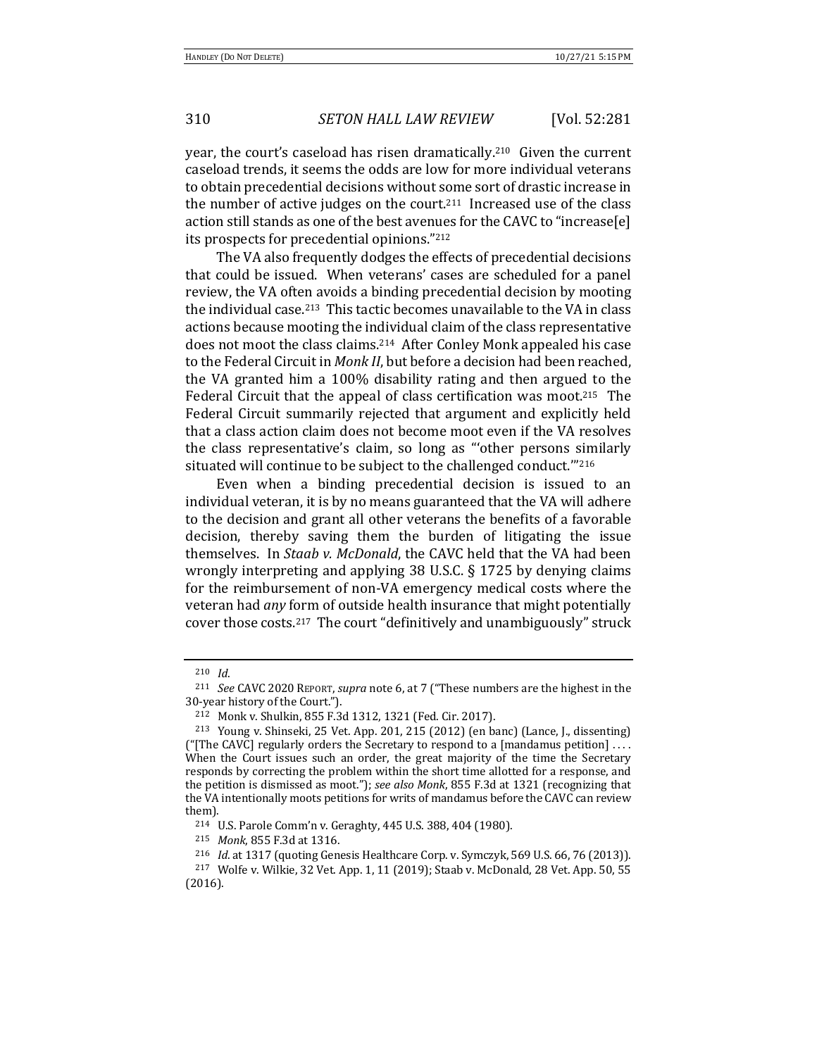year, the court's caseload has risen dramatically.[210] Given the current caseload trends, it seems the odds are low for more individual veterans to obtain precedential decisions without some sort of drastic increase in the number of active judges on the court.[211] Increased use of the class action still stands as one of the best avenues for the CAVC to "increase[e] its prospects for precedential opinions."[212]

The VA also frequently dodges the effects of precedential decisions that could be issued. When veterans' cases are scheduled for a panel review, the VA often avoids a binding precedential decision by mooting the individual case.[213] This tactic becomes unavailable to the VA in class actions because mooting the individual claim of the class representative does not moot the class claims.[214] After Conley Monk appealed his case to the Federal Circuit in *Monk II*, but before a decision had been reached, the VA granted him a 100% disability rating and then argued to the Federal Circuit that the appeal of class certification was moot.[215] The Federal Circuit summarily rejected that argument and explicitly held that a class action claim does not become moot even if the VA resolves the class representative's claim, so long as "'other persons similarly situated will continue to be subject to the challenged conduct.'"[216]

Even when a binding precedential decision is issued to an individual veteran, it is by no means guaranteed that the VA will adhere to the decision and grant all other veterans the benefits of a favorable decision, thereby saving them the burden of litigating the issue themselves. In *Staab v. McDonald*, the CAVC held that the VA had been wrongly interpreting and applying 38 U.S.C. § 1725 by denying claims for the reimbursement of non-VA emergency medical costs where the veteran had *any* form of outside health insurance that might potentially cover those costs.[217] The court "definitively and unambiguously" struck

---

[210] *Id.*

[211] *See* CAVC 2020 REPORT, *supra* note 6, at 7 ("These numbers are the highest in the 30-year history of the Court.").

[212] Monk v. Shulkin, 855 F.3d 1312, 1321 (Fed. Cir. 2017).

[213] Young v. Shinseki, 25 Vet. App. 201, 215 (2012) (en banc) (Lance, J., dissenting) ("[The CAVC] regularly orders the Secretary to respond to a [mandamus petition] . . . . When the Court issues such an order, the great majority of the time the Secretary responds by correcting the problem within the short time allotted for a response, and the petition is dismissed as moot."); *see also Monk*, 855 F.3d at 1321 (recognizing that the VA intentionally moots petitions for writs of mandamus before the CAVC can review them).

[214] U.S. Parole Comm'n v. Geraghty, 445 U.S. 388, 404 (1980).

[215] *Monk*, 855 F.3d at 1316.

[216] *Id.* at 1317 (quoting Genesis Healthcare Corp. v. Symczyk, 569 U.S. 66, 76 (2013)).

[217] Wolfe v. Wilkie, 32 Vet. App. 1, 11 (2019); Staab v. McDonald, 28 Vet. App. 50, 55 (2016).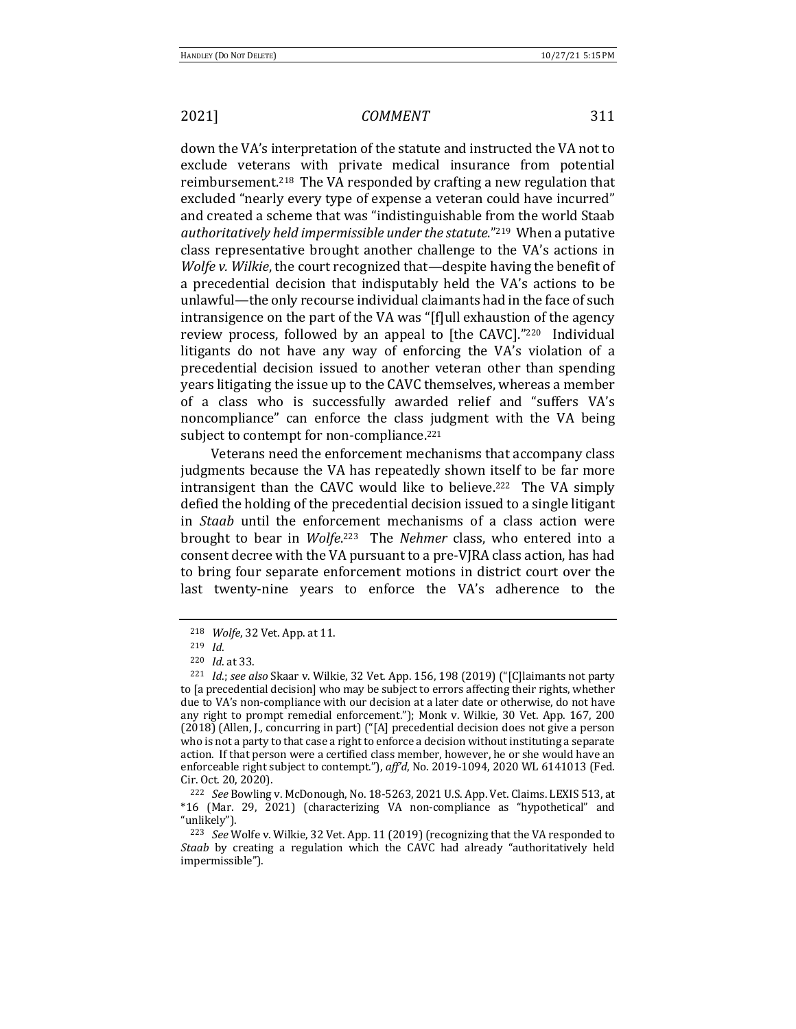down the VA's interpretation of the statute and instructed the VA not to exclude veterans with private medical insurance from potential reimbursement.[218] The VA responded by crafting a new regulation that excluded "nearly every type of expense a veteran could have incurred" and created a scheme that was "indistinguishable from the world Staab *authoritatively held impermissible under the statute*."[219] When a putative class representative brought another challenge to the VA's actions in *Wolfe v. Wilkie*, the court recognized that—despite having the benefit of a precedential decision that indisputably held the VA's actions to be unlawful—the only recourse individual claimants had in the face of such intransigence on the part of the VA was "[f]ull exhaustion of the agency review process, followed by an appeal to [the CAVC]."[220] Individual litigants do not have any way of enforcing the VA's violation of a precedential decision issued to another veteran other than spending years litigating the issue up to the CAVC themselves, whereas a member of a class who is successfully awarded relief and "suffers VA's noncompliance" can enforce the class judgment with the VA being subject to contempt for non-compliance.[221]

Veterans need the enforcement mechanisms that accompany class judgments because the VA has repeatedly shown itself to be far more intransigent than the CAVC would like to believe.[222] The VA simply defied the holding of the precedential decision issued to a single litigant in *Staab* until the enforcement mechanisms of a class action were brought to bear in *Wolfe*.[223] The *Nehmer* class, who entered into a consent decree with the VA pursuant to a pre-VJRA class action, has had to bring four separate enforcement motions in district court over the last twenty-nine years to enforce the VA's adherence to the

---

[218] *Wolfe*, 32 Vet. App. at 11.

[219] *Id.*

[220] *Id.* at 33.

[221] *Id.*; *see also* Skaar v. Wilkie, 32 Vet. App. 156, 198 (2019) ("[C]laimants not party to [a precedential decision] who may be subject to errors affecting their rights, whether due to VA's non-compliance with our decision at a later date or otherwise, do not have any right to prompt remedial enforcement."); Monk v. Wilkie, 30 Vet. App. 167, 200 (2018) (Allen, J., concurring in part) ("[A] precedential decision does not give a person who is not a party to that case a right to enforce a decision without instituting a separate action. If that person were a certified class member, however, he or she would have an enforceable right subject to contempt."), *aff'd*, No. 2019-1094, 2020 WL 6141013 (Fed. Cir. Oct. 20, 2020).

[222] *See* Bowling v. McDonough, No. 18-5263, 2021 U.S. App. Vet. Claims. LEXIS 513, at *16 (Mar. 29, 2021) (characterizing VA non-compliance as "hypothetical" and "unlikely").

[223] *See* Wolfe v. Wilkie, 32 Vet. App. 11 (2019) (recognizing that the VA responded to *Staab* by creating a regulation which the CAVC had already "authoritatively held impermissible").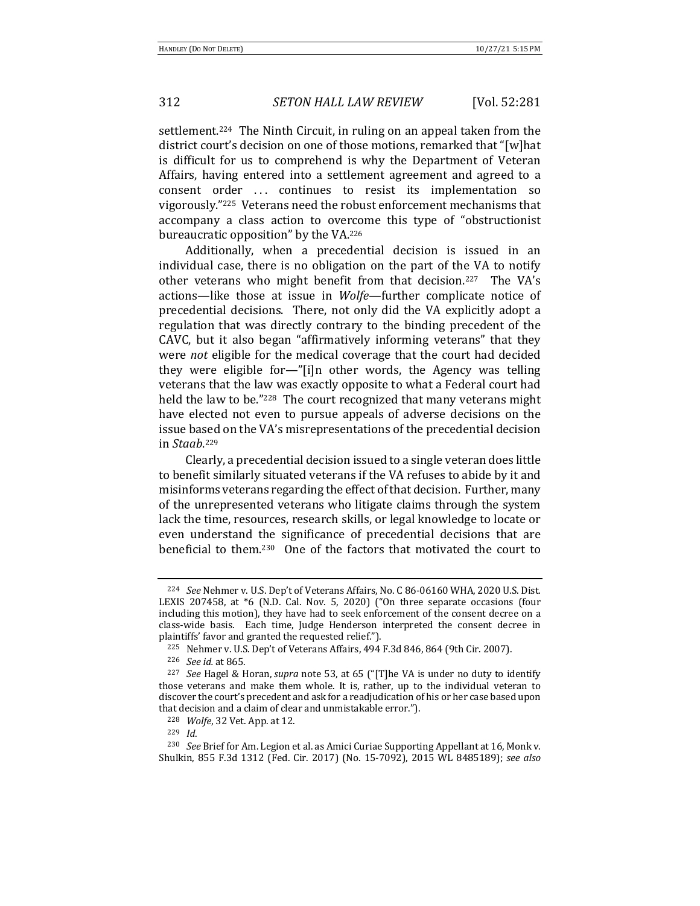settlement.[224] The Ninth Circuit, in ruling on an appeal taken from the district court's decision on one of those motions, remarked that "[w]hat is difficult for us to comprehend is why the Department of Veteran Affairs, having entered into a settlement agreement and agreed to a consent order . . . continues to resist its implementation so vigorously."[225] Veterans need the robust enforcement mechanisms that accompany a class action to overcome this type of "obstructionist bureaucratic opposition" by the VA.[226]

Additionally, when a precedential decision is issued in an individual case, there is no obligation on the part of the VA to notify other veterans who might benefit from that decision.[227] The VA's actions—like those at issue in *Wolfe*—further complicate notice of precedential decisions. There, not only did the VA explicitly adopt a regulation that was directly contrary to the binding precedent of the CAVC, but it also began "affirmatively informing veterans" that they were *not* eligible for the medical coverage that the court had decided they were eligible for—"[i]n other words, the Agency was telling veterans that the law was exactly opposite to what a Federal court had held the law to be."[228] The court recognized that many veterans might have elected not even to pursue appeals of adverse decisions on the issue based on the VA's misrepresentations of the precedential decision in *Staab*.[229]

Clearly, a precedential decision issued to a single veteran does little to benefit similarly situated veterans if the VA refuses to abide by it and misinforms veterans regarding the effect of that decision. Further, many of the unrepresented veterans who litigate claims through the system lack the time, resources, research skills, or legal knowledge to locate or even understand the significance of precedential decisions that are beneficial to them.[230] One of the factors that motivated the court to

---

224 *See* Nehmer v. U.S. Dep't of Veterans Affairs, No. C 86-06160 WHA, 2020 U.S. Dist. LEXIS 207458, at *6 (N.D. Cal. Nov. 5, 2020) ("On three separate occasions (four including this motion), they have had to seek enforcement of the consent decree on a class-wide basis. Each time, Judge Henderson interpreted the consent decree in plaintiffs' favor and granted the requested relief.").

225 Nehmer v. U.S. Dep't of Veterans Affairs, 494 F.3d 846, 864 (9th Cir. 2007).

226 *See id.* at 865.

227 *See* Hagel & Horan, *supra* note 53, at 65 ("[T]he VA is under no duty to identify those veterans and make them whole. It is, rather, up to the individual veteran to discover the court's precedent and ask for a readjudication of his or her case based upon that decision and a claim of clear and unmistakable error.").

228 *Wolfe*, 32 Vet. App. at 12.

229 *Id.*

230 *See* Brief for Am. Legion et al. as Amici Curiae Supporting Appellant at 16, Monk v. Shulkin, 855 F.3d 1312 (Fed. Cir. 2017) (No. 15-7092), 2015 WL 8485189); *see also*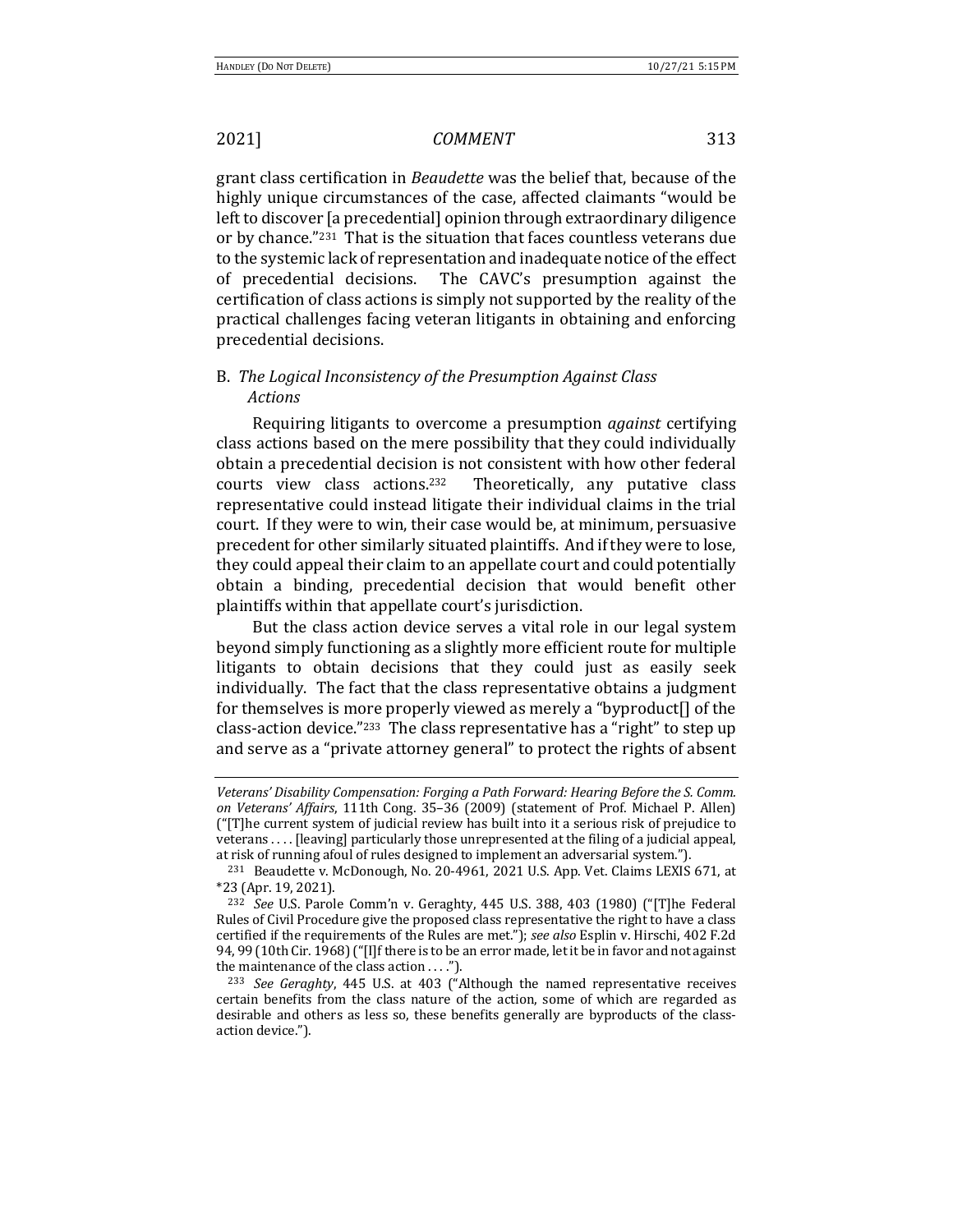grant class certification in *Beaudette* was the belief that, because of the highly unique circumstances of the case, affected claimants "would be left to discover [a precedential] opinion through extraordinary diligence or by chance."[231] That is the situation that faces countless veterans due to the systemic lack of representation and inadequate notice of the effect of precedential decisions. The CAVC's presumption against the certification of class actions is simply not supported by the reality of the practical challenges facing veteran litigants in obtaining and enforcing precedential decisions.

### B. *The Logical Inconsistency of the Presumption Against Class Actions*

Requiring litigants to overcome a presumption *against* certifying class actions based on the mere possibility that they could individually obtain a precedential decision is not consistent with how other federal courts view class actions.[232] Theoretically, any putative class representative could instead litigate their individual claims in the trial court. If they were to win, their case would be, at minimum, persuasive precedent for other similarly situated plaintiffs. And if they were to lose, they could appeal their claim to an appellate court and could potentially obtain a binding, precedential decision that would benefit other plaintiffs within that appellate court's jurisdiction.

But the class action device serves a vital role in our legal system beyond simply functioning as a slightly more efficient route for multiple litigants to obtain decisions that they could just as easily seek individually. The fact that the class representative obtains a judgment for themselves is more properly viewed as merely a "byproduct[] of the class-action device."[233] The class representative has a "right" to step up and serve as a "private attorney general" to protect the rights of absent

---

*Veterans' Disability Compensation: Forging a Path Forward: Hearing Before the S. Comm. on Veterans' Affairs*, 111th Cong. 35–36 (2009) (statement of Prof. Michael P. Allen) ("[T]he current system of judicial review has built into it a serious risk of prejudice to veterans . . . . [leaving] particularly those unrepresented at the filing of a judicial appeal, at risk of running afoul of rules designed to implement an adversarial system.").

[231] Beaudette v. McDonough, No. 20-4961, 2021 U.S. App. Vet. Claims LEXIS 671, at *23 (Apr. 19, 2021).

[232] *See* U.S. Parole Comm'n v. Geraghty, 445 U.S. 388, 403 (1980) ("[T]he Federal Rules of Civil Procedure give the proposed class representative the right to have a class certified if the requirements of the Rules are met."); *see also* Esplin v. Hirschi, 402 F.2d 94, 99 (10th Cir. 1968) ("[I]f there is to be an error made, let it be in favor and not against the maintenance of the class action . . . .").

[233] *See Geraghty*, 445 U.S. at 403 ("Although the named representative receives certain benefits from the class nature of the action, some of which are regarded as desirable and others as less so, these benefits generally are byproducts of the class-action device.").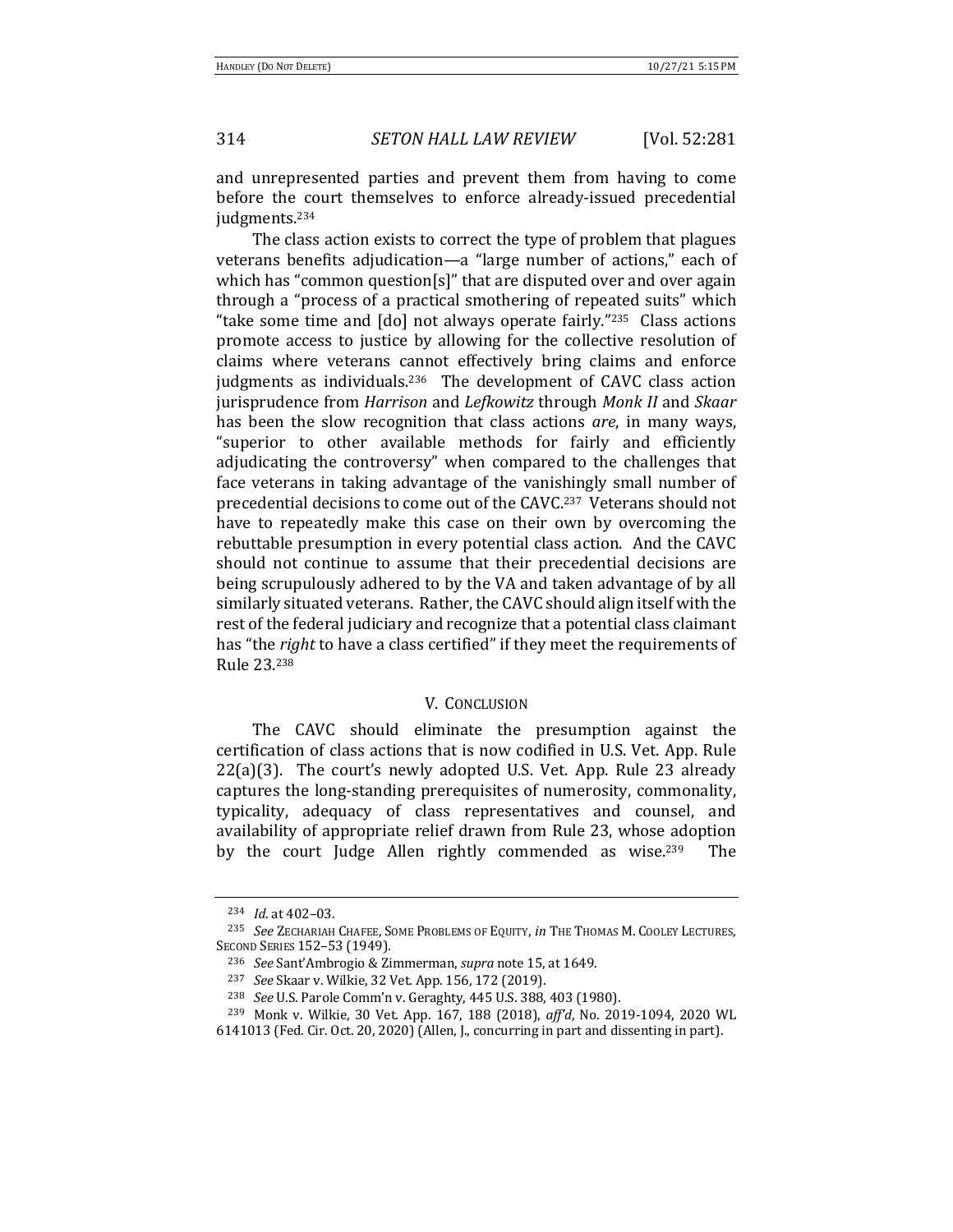and unrepresented parties and prevent them from having to come before the court themselves to enforce already-issued precedential judgments.[234]

The class action exists to correct the type of problem that plagues veterans benefits adjudication—a "large number of actions," each of which has "common question[s]" that are disputed over and over again through a "process of a practical smothering of repeated suits" which "take some time and [do] not always operate fairly."[235] Class actions promote access to justice by allowing for the collective resolution of claims where veterans cannot effectively bring claims and enforce judgments as individuals.[236] The development of CAVC class action jurisprudence from *Harrison* and *Lefkowitz* through *Monk II* and *Skaar* has been the slow recognition that class actions *are*, in many ways, "superior to other available methods for fairly and efficiently adjudicating the controversy" when compared to the challenges that face veterans in taking advantage of the vanishingly small number of precedential decisions to come out of the CAVC.[237] Veterans should not have to repeatedly make this case on their own by overcoming the rebuttable presumption in every potential class action. And the CAVC should not continue to assume that their precedential decisions are being scrupulously adhered to by the VA and taken advantage of by all similarly situated veterans. Rather, the CAVC should align itself with the rest of the federal judiciary and recognize that a potential class claimant has "the *right* to have a class certified" if they meet the requirements of Rule 23.[238]

## V. Conclusion

The CAVC should eliminate the presumption against the certification of class actions that is now codified in U.S. Vet. App. Rule 22(a)(3). The court's newly adopted U.S. Vet. App. Rule 23 already captures the long-standing prerequisites of numerosity, commonality, typicality, adequacy of class representatives and counsel, and availability of appropriate relief drawn from Rule 23, whose adoption by the court Judge Allen rightly commended as wise.[239] The

---

[234] *Id.* at 402–03.

[235] *See* Zechariah Chafee, Some Problems of Equity, *in* The Thomas M. Cooley Lectures, Second Series 152–53 (1949).

[236] *See* Sant'Ambrogio & Zimmerman, *supra* note 15, at 1649.

[237] *See* Skaar v. Wilkie, 32 Vet. App. 156, 172 (2019).

[238] *See* U.S. Parole Comm'n v. Geraghty, 445 U.S. 388, 403 (1980).

[239] Monk v. Wilkie, 30 Vet. App. 167, 188 (2018), *aff'd*, No. 2019-1094, 2020 WL 6141013 (Fed. Cir. Oct. 20, 2020) (Allen, J., concurring in part and dissenting in part).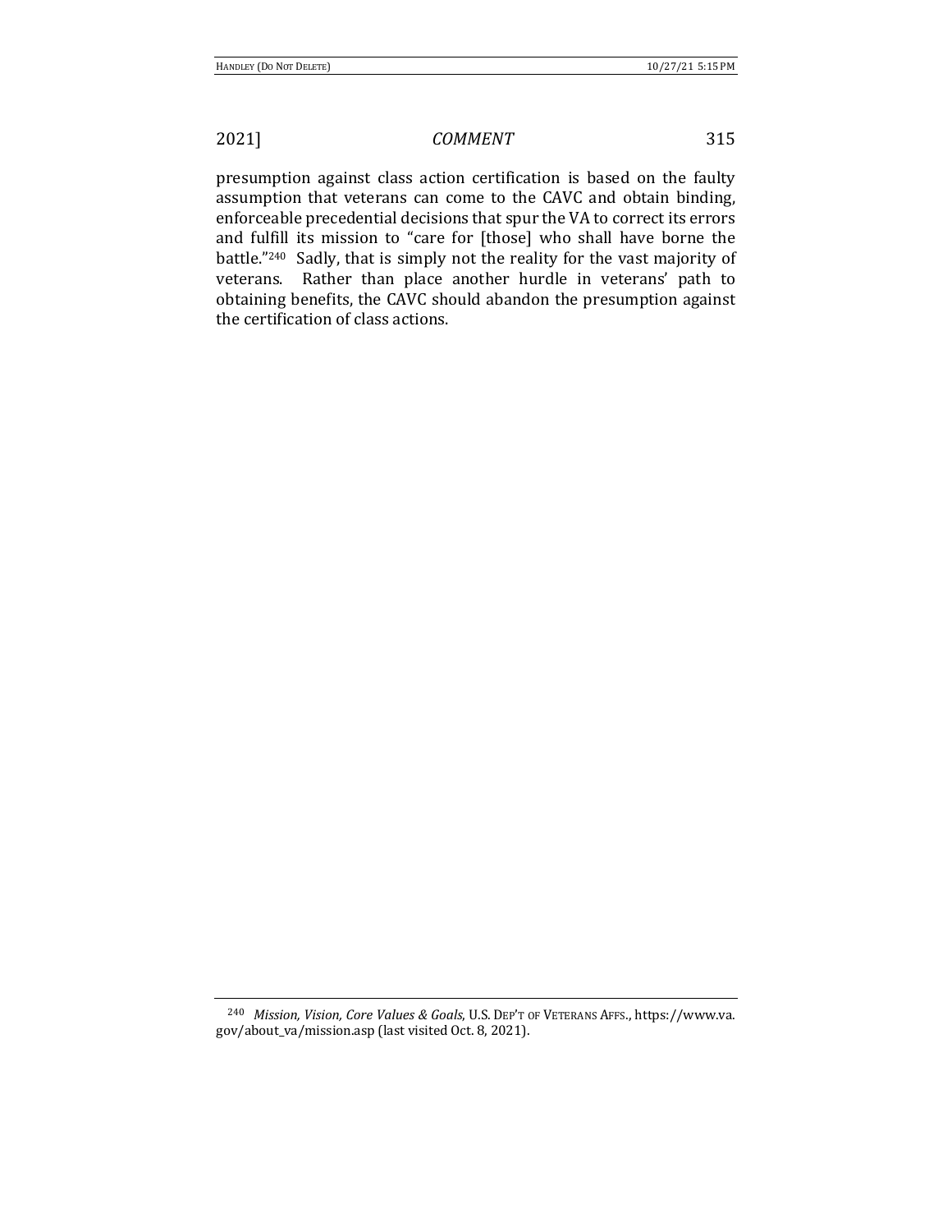presumption against class action certification is based on the faulty assumption that veterans can come to the CAVC and obtain binding, enforceable precedential decisions that spur the VA to correct its errors and fulfill its mission to "care for [those] who shall have borne the battle."[240] Sadly, that is simply not the reality for the vast majority of veterans. Rather than place another hurdle in veterans' path to obtaining benefits, the CAVC should abandon the presumption against the certification of class actions.

[240] *Mission, Vision, Core Values & Goals*, U.S. DEP'T OF VETERANS AFFS., https://www.va.gov/about_va/mission.asp (last visited Oct. 8, 2021).